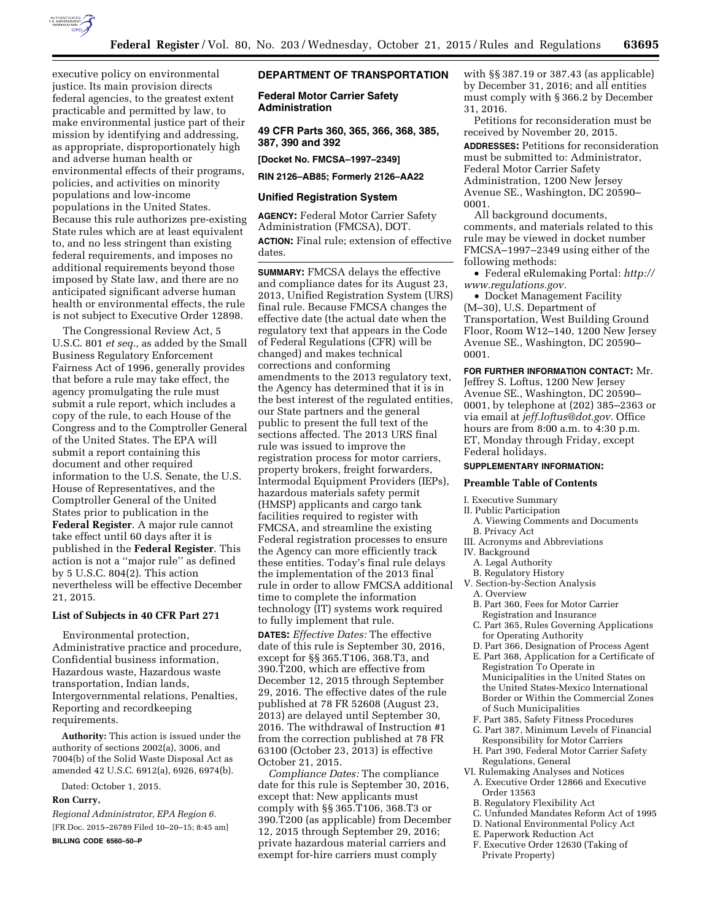executive policy on environmental justice. Its main provision directs federal agencies, to the greatest extent practicable and permitted by law, to make environmental justice part of their mission by identifying and addressing, as appropriate, disproportionately high and adverse human health or environmental effects of their programs, policies, and activities on minority populations and low-income populations in the United States. Because this rule authorizes pre-existing State rules which are at least equivalent to, and no less stringent than existing federal requirements, and imposes no additional requirements beyond those imposed by State law, and there are no anticipated significant adverse human health or environmental effects, the rule is not subject to Executive Order 12898.

The Congressional Review Act, 5 U.S.C. 801 *et seq.,* as added by the Small Business Regulatory Enforcement Fairness Act of 1996, generally provides that before a rule may take effect, the agency promulgating the rule must submit a rule report, which includes a copy of the rule, to each House of the Congress and to the Comptroller General of the United States. The EPA will submit a report containing this document and other required information to the U.S. Senate, the U.S. House of Representatives, and the Comptroller General of the United States prior to publication in the **Federal Register**. A major rule cannot take effect until 60 days after it is published in the **Federal Register**. This action is not a ''major rule'' as defined by 5 U.S.C. 804(2). This action nevertheless will be effective December 21, 2015.

### List of Subjects in 40 CFR Part 271

Environmental protection, Administrative practice and procedure, Confidential business information, Hazardous waste, Hazardous waste transportation, Indian lands, Intergovernmental relations, Penalties, Reporting and recordkeeping requirements.

**Authority:** This action is issued under the authority of sections 2002(a), 3006, and 7004(b) of the Solid Waste Disposal Act as amended 42 U.S.C. 6912(a), 6926, 6974(b).

Dated: October 1, 2015.

**Ron Curry,**

*Regional Administrator, EPA Region 6.*

[FR Doc. 2015–26789 Filed 10–20–15; 8:45 am]

**BILLING CODE 6560–50–P**

## DEPARTMENT OF TRANSPORTATION

### Federal Motor Carrier Safety Administration

### 49 CFR Parts 360, 365, 366, 368, 385, 387, 390 and 392

**[Docket No. FMCSA–1997–2349]**

**RIN 2126–AB85; Formerly 2126–AA22**

### Unified Registration System

**AGENCY:** Federal Motor Carrier Safety Administration (FMCSA), DOT.

**ACTION:** Final rule; extension of effective dates.

**SUMMARY:** FMCSA delays the effective and compliance dates for its August 23, 2013, Unified Registration System (URS) final rule. Because FMCSA changes the effective date (the actual date when the regulatory text that appears in the Code of Federal Regulations (CFR) will be changed) and makes technical corrections and conforming amendments to the 2013 regulatory text, the Agency has determined that it is in the best interest of the regulated entities, our State partners and the general public to present the full text of the sections affected. The 2013 URS final rule was issued to improve the registration process for motor carriers, property brokers, freight forwarders, Intermodal Equipment Providers (IEPs), hazardous materials safety permit (HMSP) applicants and cargo tank facilities required to register with FMCSA, and streamline the existing Federal registration processes to ensure the Agency can more efficiently track these entities. Today's final rule delays the implementation of the 2013 final rule in order to allow FMCSA additional time to complete the information technology (IT) systems work required to fully implement that rule.

**DATES:** *Effective Dates:* The effective date of this rule is September 30, 2016, except for §§ 365.T106, 368.T3, and 390.T200, which are effective from December 12, 2015 through September 29, 2016. The effective dates of the rule published at 78 FR 52608 (August 23, 2013) are delayed until September 30, 2016. The withdrawal of Instruction #1 from the correction published at 78 FR 63100 (October 23, 2013) is effective October 21, 2015.

*Compliance Dates:* The compliance date for this rule is September 30, 2016, except that: New applicants must comply with §§ 365.T106, 368.T3 or 390.T200 (as applicable) from December 12, 2015 through September 29, 2016; private hazardous material carriers and exempt for-hire carriers must comply with §§ 387.19 or 387.43 (as applicable) by December 31, 2016; and all entities must comply with § 366.2 by December 31, 2016.

Petitions for reconsideration must be received by November 20, 2015.

**ADDRESSES:** Petitions for reconsideration must be submitted to: Administrator, Federal Motor Carrier Safety Administration, 1200 New Jersey Avenue SE., Washington, DC 20590–0001.

All background documents, comments, and materials related to this rule may be viewed in docket number FMCSA–1997–2349 using either of the following methods:

- Federal eRulemaking Portal: *http://www.regulations.gov.*
- Docket Management Facility (M–30), U.S. Department of Transportation, West Building Ground Floor, Room W12–140, 1200 New Jersey Avenue SE., Washington, DC 20590–0001.

**FOR FURTHER INFORMATION CONTACT:** Mr. Jeffrey S. Loftus, 1200 New Jersey Avenue SE., Washington, DC 20590–0001, by telephone at (202) 385–2363 or via email at *jeff.loftus@dot.gov.* Office hours are from 8:00 a.m. to 4:30 p.m. ET, Monday through Friday, except Federal holidays.

**SUPPLEMENTARY INFORMATION:**

### Preamble Table of Contents

I. Executive Summary
II. Public Participation
  A. Viewing Comments and Documents
  B. Privacy Act
III. Acronyms and Abbreviations
IV. Background
  A. Legal Authority
  B. Regulatory History
V. Section-by-Section Analysis
  A. Overview
  B. Part 360, Fees for Motor Carrier Registration and Insurance
  C. Part 365, Rules Governing Applications for Operating Authority
  D. Part 366, Designation of Process Agent
  E. Part 368, Application for a Certificate of Registration To Operate in Municipalities in the United States on the United States-Mexico International Border or Within the Commercial Zones of Such Municipalities
  F. Part 385, Safety Fitness Procedures
  G. Part 387, Minimum Levels of Financial Responsibility for Motor Carriers
  H. Part 390, Federal Motor Carrier Safety Regulations, General
VI. Rulemaking Analyses and Notices
  A. Executive Order 12866 and Executive Order 13563
  B. Regulatory Flexibility Act
  C. Unfunded Mandates Reform Act of 1995
  D. National Environmental Policy Act
  E. Paperwork Reduction Act
  F. Executive Order 12630 (Taking of Private Property)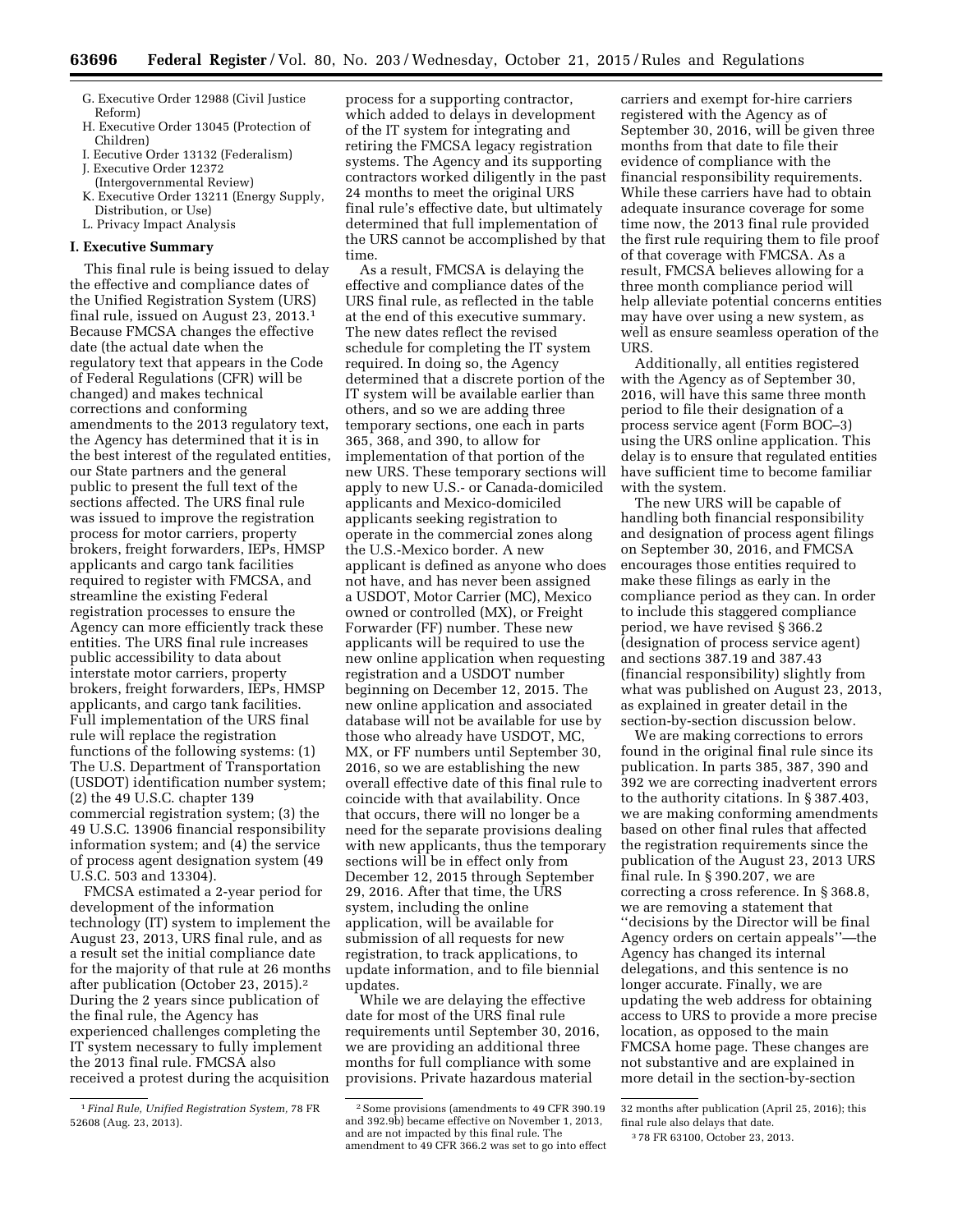- G. Executive Order 12988 (Civil Justice Reform)
- H. Executive Order 13045 (Protection of Children)
- I. Eecutive Order 13132 (Federalism)
- J. Executive Order 12372 (Intergovernmental Review)
- K. Executive Order 13211 (Energy Supply, Distribution, or Use)
- L. Privacy Impact Analysis

## I. Executive Summary

This final rule is being issued to delay the effective and compliance dates of the Unified Registration System (URS) final rule, issued on August 23, 2013.[1] Because FMCSA changes the effective date (the actual date when the regulatory text that appears in the Code of Federal Regulations (CFR) will be changed) and makes technical corrections and conforming amendments to the 2013 regulatory text, the Agency has determined that it is in the best interest of the regulated entities, our State partners and the general public to present the full text of the sections affected. The URS final rule was issued to improve the registration process for motor carriers, property brokers, freight forwarders, IEPs, HMSP applicants and cargo tank facilities required to register with FMCSA, and streamline the existing Federal registration processes to ensure the Agency can more efficiently track these entities. The URS final rule increases public accessibility to data about interstate motor carriers, property brokers, freight forwarders, IEPs, HMSP applicants, and cargo tank facilities. Full implementation of the URS final rule will replace the registration functions of the following systems: (1) The U.S. Department of Transportation (USDOT) identification number system; (2) the 49 U.S.C. chapter 139 commercial registration system; (3) the 49 U.S.C. 13906 financial responsibility information system; and (4) the service of process agent designation system (49 U.S.C. 503 and 13304).

FMCSA estimated a 2-year period for development of the information technology (IT) system to implement the August 23, 2013, URS final rule, and as a result set the initial compliance date for the majority of that rule at 26 months after publication (October 23, 2015).[2] During the 2 years since publication of the final rule, the Agency has experienced challenges completing the IT system necessary to fully implement the 2013 final rule. FMCSA also received a protest during the acquisition process for a supporting contractor, which added to delays in development of the IT system for integrating and retiring the FMCSA legacy registration systems. The Agency and its supporting contractors worked diligently in the past 24 months to meet the original URS final rule's effective date, but ultimately determined that full implementation of the URS cannot be accomplished by that time.

As a result, FMCSA is delaying the effective and compliance dates of the URS final rule, as reflected in the table at the end of this executive summary. The new dates reflect the revised schedule for completing the IT system required. In doing so, the Agency determined that a discrete portion of the IT system will be available earlier than others, and so we are adding three temporary sections, one each in parts 365, 368, and 390, to allow for implementation of that portion of the new URS. These temporary sections will apply to new U.S.- or Canada-domiciled applicants and Mexico-domiciled applicants seeking registration to operate in the commercial zones along the U.S.-Mexico border. A new applicant is defined as anyone who does not have, and has never been assigned a USDOT, Motor Carrier (MC), Mexico owned or controlled (MX), or Freight Forwarder (FF) number. These new applicants will be required to use the new online application when requesting registration and a USDOT number beginning on December 12, 2015. The new online application and associated database will not be available for use by those who already have USDOT, MC, MX, or FF numbers until September 30, 2016, so we are establishing the new overall effective date of this final rule to coincide with that availability. Once that occurs, there will no longer be a need for the separate provisions dealing with new applicants, thus the temporary sections will be in effect only from December 12, 2015 through September 29, 2016. After that time, the URS system, including the online application, will be available for submission of all requests for new registration, to track applications, to update information, and to file biennial updates.

While we are delaying the effective date for most of the URS final rule requirements until September 30, 2016, we are providing an additional three months for full compliance with some provisions. Private hazardous material carriers and exempt for-hire carriers registered with the Agency as of September 30, 2016, will be given three months from that date to file their evidence of compliance with the financial responsibility requirements. While these carriers have had to obtain adequate insurance coverage for some time now, the 2013 final rule provided the first rule requiring them to file proof of that coverage with FMCSA. As a result, FMCSA believes allowing for a three month compliance period will help alleviate potential concerns entities may have over using a new system, as well as ensure seamless operation of the URS.

Additionally, all entities registered with the Agency as of September 30, 2016, will have this same three month period to file their designation of a process service agent (Form BOC–3) using the URS online application. This delay is to ensure that regulated entities have sufficient time to become familiar with the system.

The new URS will be capable of handling both financial responsibility and designation of process agent filings on September 30, 2016, and FMCSA encourages those entities required to make these filings as early in the compliance period as they can. In order to include this staggered compliance period, we have revised § 366.2 (designation of process service agent) and sections 387.19 and 387.43 (financial responsibility) slightly from what was published on August 23, 2013, as explained in greater detail in the section-by-section discussion below.

We are making corrections to errors found in the original final rule since its publication. In parts 385, 387, 390 and 392 we are correcting inadvertent errors to the authority citations. In § 387.403, we are making conforming amendments based on other final rules that affected the registration requirements since the publication of the August 23, 2013 URS final rule. In § 390.207, we are correcting a cross reference. In § 368.8, we are removing a statement that ''decisions by the Director will be final Agency orders on certain appeals''—the Agency has changed its internal delegations, and this sentence is no longer accurate. Finally, we are updating the web address for obtaining access to URS to provide a more precise location, as opposed to the main FMCSA home page. These changes are not substantive and are explained in more detail in the section-by-section

---

[1] *Final Rule, Unified Registration System,* 78 FR 52608 (Aug. 23, 2013).

[2] Some provisions (amendments to 49 CFR 390.19 and 392.9b) became effective on November 1, 2013, and are not impacted by this final rule. The amendment to 49 CFR 366.2 was set to go into effect 32 months after publication (April 25, 2016); this final rule also delays that date.

[3] 78 FR 63100, October 23, 2013.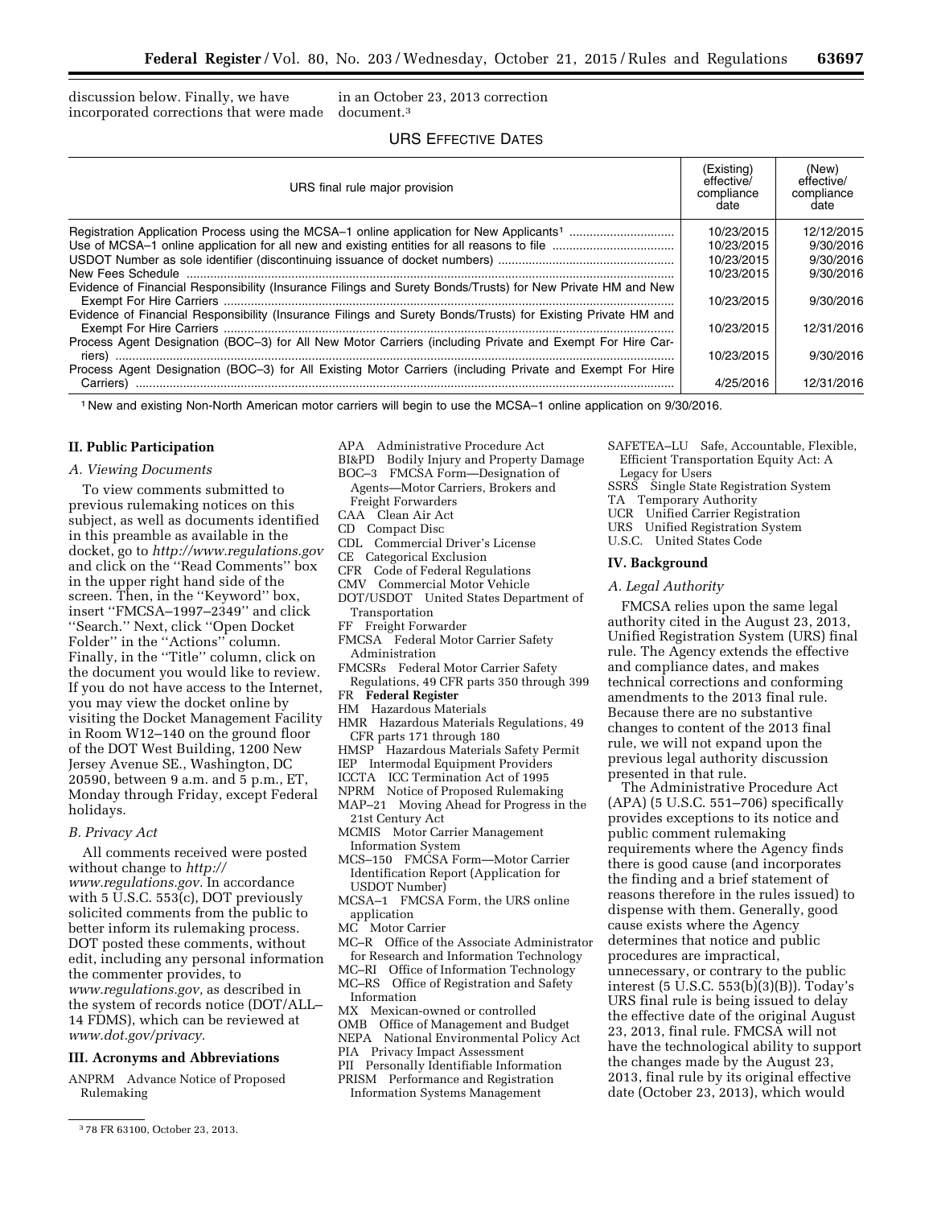discussion below. Finally, we have incorporated corrections that were made in an October 23, 2013 correction document.[3]

URS EFFECTIVE DATES

| URS final rule major provision | (Existing) effective/ compliance date | (New) effective/ compliance date |
|---|---|---|
| Registration Application Process using the MCSA–1 online application for New Applicants[1] | 10/23/2015 | 12/12/2015 |
| Use of MCSA–1 online application for all new and existing entities for all reasons to file | 10/23/2015 | 9/30/2016 |
| USDOT Number as sole identifier (discontinuing issuance of docket numbers) | 10/23/2015 | 9/30/2016 |
| New Fees Schedule | 10/23/2015 | 9/30/2016 |
| Evidence of Financial Responsibility (Insurance Filings and Surety Bonds/Trusts) for New Private HM and New Exempt For Hire Carriers | 10/23/2015 | 9/30/2016 |
| Evidence of Financial Responsibility (Insurance Filings and Surety Bonds/Trusts) for Existing Private HM and Exempt For Hire Carriers | 10/23/2015 | 12/31/2016 |
| Process Agent Designation (BOC–3) for All New Motor Carriers (including Private and Exempt For Hire Carriers) | 10/23/2015 | 9/30/2016 |
| Process Agent Designation (BOC–3) for All Existing Motor Carriers (including Private and Exempt For Hire Carriers) | 4/25/2016 | 12/31/2016 |

[1] New and existing Non-North American motor carriers will begin to use the MCSA–1 online application on 9/30/2016.

## II. Public Participation

### A. Viewing Documents

To view comments submitted to previous rulemaking notices on this subject, as well as documents identified in this preamble as available in the docket, go to *http://www.regulations.gov* and click on the ''Read Comments'' box in the upper right hand side of the screen. Then, in the ''Keyword'' box, insert ''FMCSA–1997–2349'' and click ''Search.'' Next, click ''Open Docket Folder'' in the ''Actions'' column. Finally, in the ''Title'' column, click on the document you would like to review. If you do not have access to the Internet, you may view the docket online by visiting the Docket Management Facility in Room W12–140 on the ground floor of the DOT West Building, 1200 New Jersey Avenue SE., Washington, DC 20590, between 9 a.m. and 5 p.m., ET, Monday through Friday, except Federal holidays.

### B. Privacy Act

All comments received were posted without change to *http://www.regulations.gov.* In accordance with 5 U.S.C. 553(c), DOT previously solicited comments from the public to better inform its rulemaking process. DOT posted these comments, without edit, including any personal information the commenter provides, to *www.regulations.gov,* as described in the system of records notice (DOT/ALL–14 FDMS), which can be reviewed at *www.dot.gov/privacy.*

## III. Acronyms and Abbreviations

ANPRM Advance Notice of Proposed Rulemaking
APA Administrative Procedure Act
BI&PD Bodily Injury and Property Damage
BOC–3 FMCSA Form—Designation of Agents—Motor Carriers, Brokers and Freight Forwarders
CAA Clean Air Act
CD Compact Disc
CDL Commercial Driver's License
CE Categorical Exclusion
CFR Code of Federal Regulations
CMV Commercial Motor Vehicle
DOT/USDOT United States Department of Transportation
FF Freight Forwarder
FMCSA Federal Motor Carrier Safety Administration
FMCSRs Federal Motor Carrier Safety Regulations, 49 CFR parts 350 through 399
FR **Federal Register**
HM Hazardous Materials
HMR Hazardous Materials Regulations, 49 CFR parts 171 through 180
HMSP Hazardous Materials Safety Permit
IEP Intermodal Equipment Providers
ICCTA ICC Termination Act of 1995
NPRM Notice of Proposed Rulemaking
MAP–21 Moving Ahead for Progress in the 21st Century Act
MCMIS Motor Carrier Management Information System
MCS–150 FMCSA Form—Motor Carrier Identification Report (Application for USDOT Number)
MCSA–1 FMCSA Form, the URS online application
MC Motor Carrier
MC–R Office of the Associate Administrator for Research and Information Technology
MC–RI Office of Information Technology
MC–RS Office of Registration and Safety Information
MX Mexican-owned or controlled
OMB Office of Management and Budget
NEPA National Environmental Policy Act
PIA Privacy Impact Assessment
PII Personally Identifiable Information
PRISM Performance and Registration Information Systems Management
SAFETEA–LU Safe, Accountable, Flexible, Efficient Transportation Equity Act: A Legacy for Users
SSRS Single State Registration System
TA Temporary Authority
UCR Unified Carrier Registration
URS Unified Registration System
U.S.C. United States Code

## IV. Background

### A. Legal Authority

FMCSA relies upon the same legal authority cited in the August 23, 2013, Unified Registration System (URS) final rule. The Agency extends the effective and compliance dates, and makes technical corrections and conforming amendments to the 2013 final rule. Because there are no substantive changes to content of the 2013 final rule, we will not expand upon the previous legal authority discussion presented in that rule.

The Administrative Procedure Act (APA) (5 U.S.C. 551–706) specifically provides exceptions to its notice and public comment rulemaking requirements where the Agency finds there is good cause (and incorporates the finding and a brief statement of reasons therefore in the rules issued) to dispense with them. Generally, good cause exists where the Agency determines that notice and public procedures are impractical, unnecessary, or contrary to the public interest (5 U.S.C. 553(b)(3)(B)). Today's URS final rule is being issued to delay the effective date of the original August 23, 2013, final rule. FMCSA will not have the technological ability to support the changes made by the August 23, 2013, final rule by its original effective date (October 23, 2013), which would

[3] 78 FR 63100, October 23, 2013.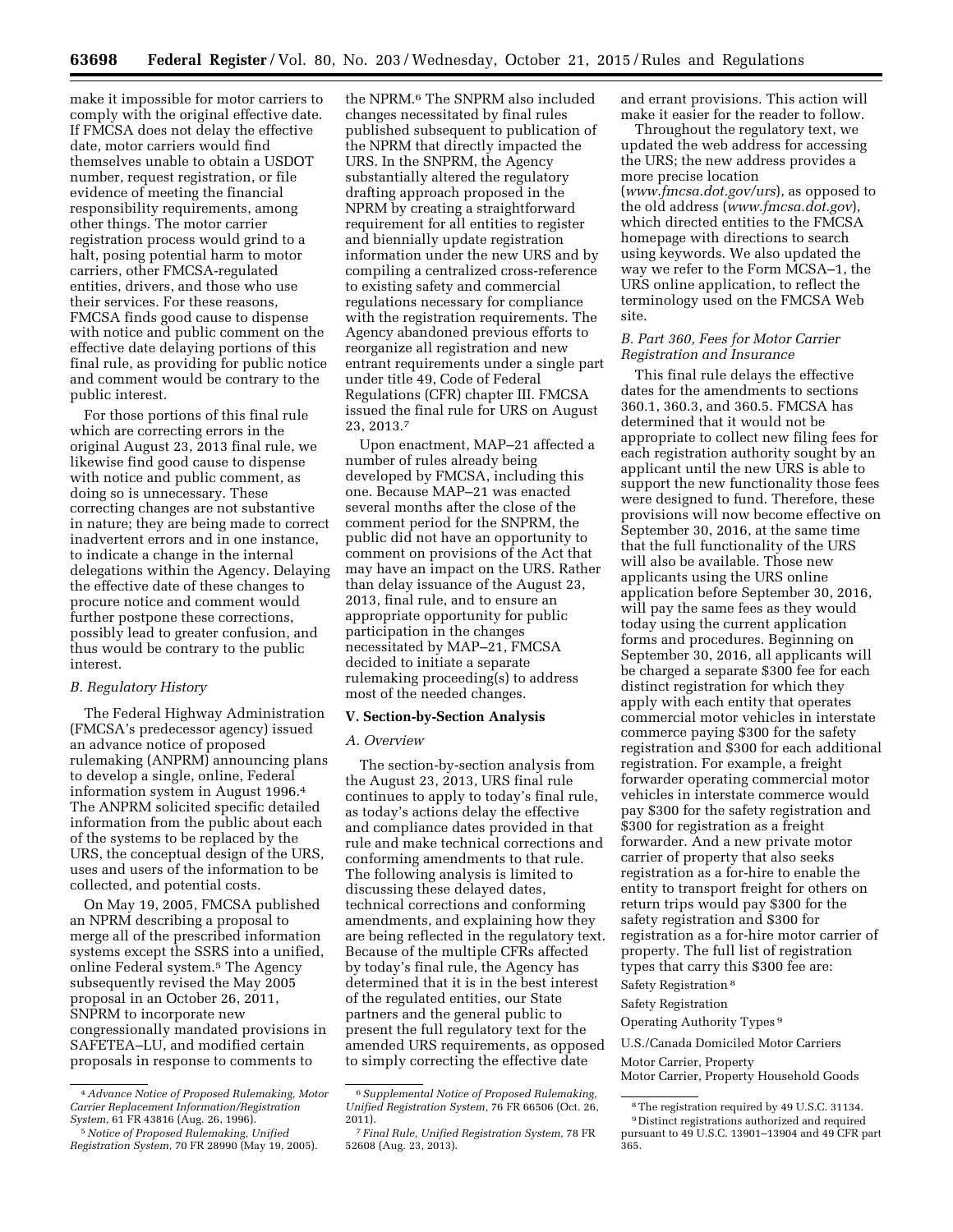make it impossible for motor carriers to comply with the original effective date. If FMCSA does not delay the effective date, motor carriers would find themselves unable to obtain a USDOT number, request registration, or file evidence of meeting the financial responsibility requirements, among other things. The motor carrier registration process would grind to a halt, posing potential harm to motor carriers, other FMCSA-regulated entities, drivers, and those who use their services. For these reasons, FMCSA finds good cause to dispense with notice and public comment on the effective date delaying portions of this final rule, as providing for public notice and comment would be contrary to the public interest.

For those portions of this final rule which are correcting errors in the original August 23, 2013 final rule, we likewise find good cause to dispense with notice and public comment, as doing so is unnecessary. These correcting changes are not substantive in nature; they are being made to correct inadvertent errors and in one instance, to indicate a change in the internal delegations within the Agency. Delaying the effective date of these changes to procure notice and comment would further postpone these corrections, possibly lead to greater confusion, and thus would be contrary to the public interest.

### *B. Regulatory History*

The Federal Highway Administration (FMCSA's predecessor agency) issued an advance notice of proposed rulemaking (ANPRM) announcing plans to develop a single, online, Federal information system in August 1996.[4] The ANPRM solicited specific detailed information from the public about each of the systems to be replaced by the URS, the conceptual design of the URS, uses and users of the information to be collected, and potential costs.

On May 19, 2005, FMCSA published an NPRM describing a proposal to merge all of the prescribed information systems except the SSRS into a unified, online Federal system.[5] The Agency subsequently revised the May 2005 proposal in an October 26, 2011, SNPRM to incorporate new congressionally mandated provisions in SAFETEA–LU, and modified certain proposals in response to comments to the NPRM.[6] The SNPRM also included changes necessitated by final rules published subsequent to publication of the NPRM that directly impacted the URS. In the SNPRM, the Agency substantially altered the regulatory drafting approach proposed in the NPRM by creating a straightforward requirement for all entities to register and biennially update registration information under the new URS and by compiling a centralized cross-reference to existing safety and commercial regulations necessary for compliance with the registration requirements. The Agency abandoned previous efforts to reorganize all registration and new entrant requirements under a single part under title 49, Code of Federal Regulations (CFR) chapter III. FMCSA issued the final rule for URS on August 23, 2013.[7]

Upon enactment, MAP–21 affected a number of rules already being developed by FMCSA, including this one. Because MAP–21 was enacted several months after the close of the comment period for the SNPRM, the public did not have an opportunity to comment on provisions of the Act that may have an impact on the URS. Rather than delay issuance of the August 23, 2013, final rule, and to ensure an appropriate opportunity for public participation in the changes necessitated by MAP–21, FMCSA decided to initiate a separate rulemaking proceeding(s) to address most of the needed changes.

## V. Section-by-Section Analysis

### *A. Overview*

The section-by-section analysis from the August 23, 2013, URS final rule continues to apply to today's final rule, as today's actions delay the effective and compliance dates provided in that rule and make technical corrections and conforming amendments to that rule. The following analysis is limited to discussing these delayed dates, technical corrections and conforming amendments, and explaining how they are being reflected in the regulatory text. Because of the multiple CFRs affected by today's final rule, the Agency has determined that it is in the best interest of the regulated entities, our State partners and the general public to present the full regulatory text for the amended URS requirements, as opposed to simply correcting the effective date and errant provisions. This action will make it easier for the reader to follow.

Throughout the regulatory text, we updated the web address for accessing the URS; the new address provides a more precise location (*www.fmcsa.dot.gov/urs*), as opposed to the old address (*www.fmcsa.dot.gov*), which directed entities to the FMCSA homepage with directions to search using keywords. We also updated the way we refer to the Form MCSA–1, the URS online application, to reflect the terminology used on the FMCSA Web site.

### *B. Part 360, Fees for Motor Carrier Registration and Insurance*

This final rule delays the effective dates for the amendments to sections 360.1, 360.3, and 360.5. FMCSA has determined that it would not be appropriate to collect new filing fees for each registration authority sought by an applicant until the new URS is able to support the new functionality those fees were designed to fund. Therefore, these provisions will now become effective on September 30, 2016, at the same time that the full functionality of the URS will also be available. Those new applicants using the URS online application before September 30, 2016, will pay the same fees as they would today using the current application forms and procedures. Beginning on September 30, 2016, all applicants will be charged a separate $300 fee for each distinct registration for which they apply with each entity that operates commercial motor vehicles in interstate commerce paying $300 for the safety registration and $300 for each additional registration. For example, a freight forwarder operating commercial motor vehicles in interstate commerce would pay $300 for the safety registration and $300 for registration as a freight forwarder. And a new private motor carrier of property that also seeks registration as a for-hire to enable the entity to transport freight for others on return trips would pay $300 for the safety registration and $300 for registration as a for-hire motor carrier of property. The full list of registration types that carry this $300 fee are:

Safety Registration[8]

Safety Registration

Operating Authority Types[9]

U.S./Canada Domiciled Motor Carriers

Motor Carrier, Property
Motor Carrier, Property Household Goods

---

[4] *Advance Notice of Proposed Rulemaking, Motor Carrier Replacement Information/Registration System,* 61 FR 43816 (Aug. 26, 1996).

[5] *Notice of Proposed Rulemaking, Unified Registration System,* 70 FR 28990 (May 19, 2005).

[6] *Supplemental Notice of Proposed Rulemaking, Unified Registration System,* 76 FR 66506 (Oct. 26, 2011).

[7] *Final Rule, Unified Registration System,* 78 FR 52608 (Aug. 23, 2013).

[8] The registration required by 49 U.S.C. 31134.

[9] Distinct registrations authorized and required pursuant to 49 U.S.C. 13901–13904 and 49 CFR part 365.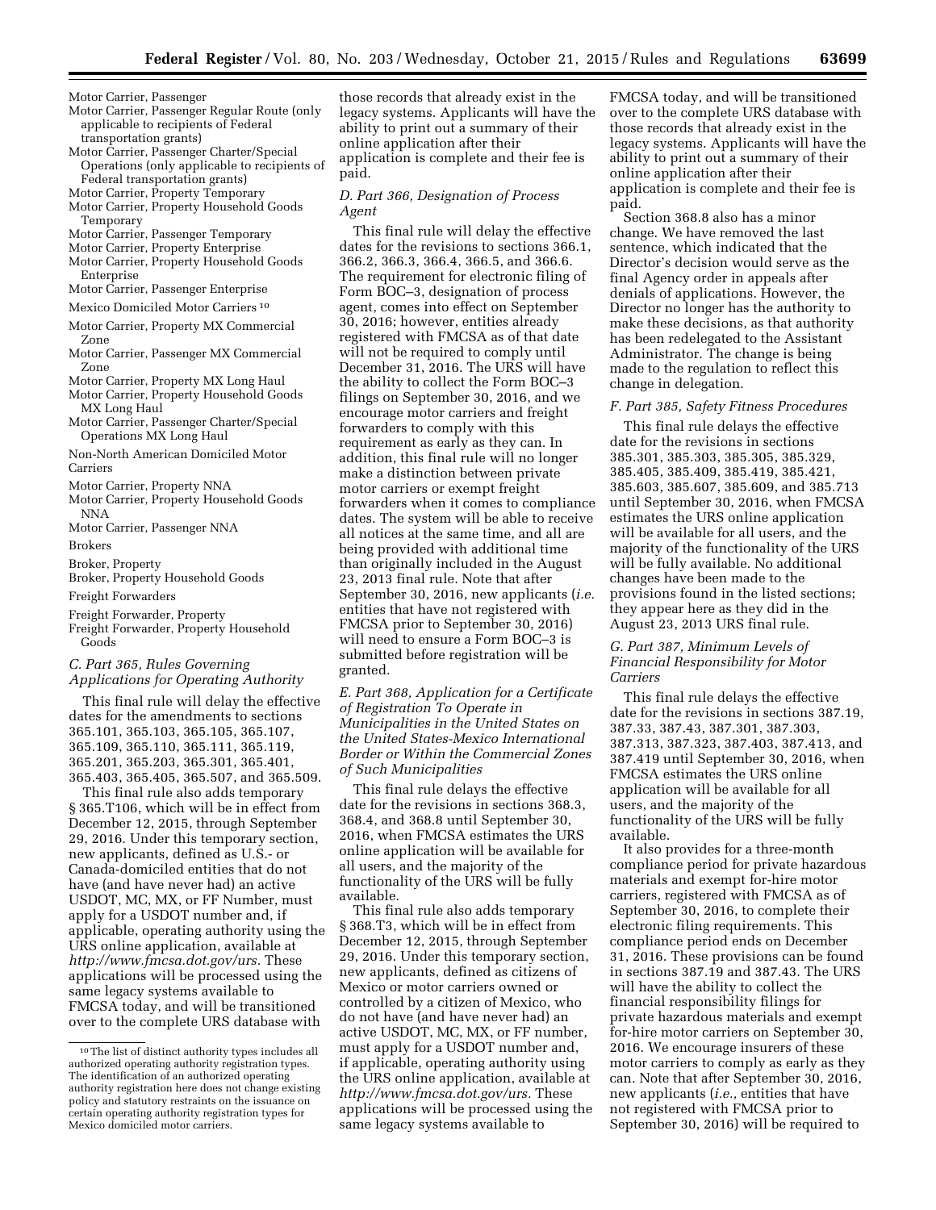Motor Carrier, Passenger
Motor Carrier, Passenger Regular Route (only applicable to recipients of Federal transportation grants)
Motor Carrier, Passenger Charter/Special Operations (only applicable to recipients of Federal transportation grants)
Motor Carrier, Property Temporary
Motor Carrier, Property Household Goods Temporary
Motor Carrier, Passenger Temporary
Motor Carrier, Property Enterprise
Motor Carrier, Property Household Goods Enterprise
Motor Carrier, Passenger Enterprise

Mexico Domiciled Motor Carriers [10]

Motor Carrier, Property MX Commercial Zone
Motor Carrier, Passenger MX Commercial Zone
Motor Carrier, Property MX Long Haul
Motor Carrier, Property Household Goods MX Long Haul
Motor Carrier, Passenger Charter/Special Operations MX Long Haul

Non-North American Domiciled Motor Carriers

Motor Carrier, Property NNA
Motor Carrier, Property Household Goods NNA
Motor Carrier, Passenger NNA

Brokers

Broker, Property
Broker, Property Household Goods

Freight Forwarders

Freight Forwarder, Property
Freight Forwarder, Property Household Goods

### *C. Part 365, Rules Governing Applications for Operating Authority*

This final rule will delay the effective dates for the amendments to sections 365.101, 365.103, 365.105, 365.107, 365.109, 365.110, 365.111, 365.119, 365.201, 365.203, 365.301, 365.401, 365.403, 365.405, 365.507, and 365.509.

This final rule also adds temporary § 365.T106, which will be in effect from December 12, 2015, through September 29, 2016. Under this temporary section, new applicants, defined as U.S.- or Canada-domiciled entities that do not have (and have never had) an active USDOT, MC, MX, or FF Number, must apply for a USDOT number and, if applicable, operating authority using the URS online application, available at *http://www.fmcsa.dot.gov/urs.* These applications will be processed using the same legacy systems available to FMCSA today, and will be transitioned over to the complete URS database with those records that already exist in the legacy systems. Applicants will have the ability to print out a summary of their online application after their application is complete and their fee is paid.

### *D. Part 366, Designation of Process Agent*

This final rule will delay the effective dates for the revisions to sections 366.1, 366.2, 366.3, 366.4, 366.5, and 366.6. The requirement for electronic filing of Form BOC–3, designation of process agent, comes into effect on September 30, 2016; however, entities already registered with FMCSA as of that date will not be required to comply until December 31, 2016. The URS will have the ability to collect the Form BOC–3 filings on September 30, 2016, and we encourage motor carriers and freight forwarders to comply with this requirement as early as they can. In addition, this final rule will no longer make a distinction between private motor carriers or exempt freight forwarders when it comes to compliance dates. The system will be able to receive all notices at the same time, and all are being provided with additional time than originally included in the August 23, 2013 final rule. Note that after September 30, 2016, new applicants (*i.e.* entities that have not registered with FMCSA prior to September 30, 2016) will need to ensure a Form BOC–3 is submitted before registration will be granted.

### *E. Part 368, Application for a Certificate of Registration To Operate in Municipalities in the United States on the United States-Mexico International Border or Within the Commercial Zones of Such Municipalities*

This final rule delays the effective date for the revisions in sections 368.3, 368.4, and 368.8 until September 30, 2016, when FMCSA estimates the URS online application will be available for all users, and the majority of the functionality of the URS will be fully available.

This final rule also adds temporary § 368.T3, which will be in effect from December 12, 2015, through September 29, 2016. Under this temporary section, new applicants, defined as citizens of Mexico or motor carriers owned or controlled by a citizen of Mexico, who do not have (and have never had) an active USDOT, MC, MX, or FF number, must apply for a USDOT number and, if applicable, operating authority using the URS online application, available at *http://www.fmcsa.dot.gov/urs.* These applications will be processed using the same legacy systems available to FMCSA today, and will be transitioned over to the complete URS database with those records that already exist in the legacy systems. Applicants will have the ability to print out a summary of their online application after their application is complete and their fee is paid.

Section 368.8 also has a minor change. We have removed the last sentence, which indicated that the Director's decision would serve as the final Agency order in appeals after denials of applications. However, the Director no longer has the authority to make these decisions, as that authority has been redelegated to the Assistant Administrator. The change is being made to the regulation to reflect this change in delegation.

### *F. Part 385, Safety Fitness Procedures*

This final rule delays the effective date for the revisions in sections 385.301, 385.303, 385.305, 385.329, 385.405, 385.409, 385.419, 385.421, 385.603, 385.607, 385.609, and 385.713 until September 30, 2016, when FMCSA estimates the URS online application will be available for all users, and the majority of the functionality of the URS will be fully available. No additional changes have been made to the provisions found in the listed sections; they appear here as they did in the August 23, 2013 URS final rule.

### *G. Part 387, Minimum Levels of Financial Responsibility for Motor Carriers*

This final rule delays the effective date for the revisions in sections 387.19, 387.33, 387.43, 387.301, 387.303, 387.313, 387.323, 387.403, 387.413, and 387.419 until September 30, 2016, when FMCSA estimates the URS online application will be available for all users, and the majority of the functionality of the URS will be fully available.

It also provides for a three-month compliance period for private hazardous materials and exempt for-hire motor carriers, registered with FMCSA as of September 30, 2016, to complete their electronic filing requirements. This compliance period ends on December 31, 2016. These provisions can be found in sections 387.19 and 387.43. The URS will have the ability to collect the financial responsibility filings for private hazardous materials and exempt for-hire motor carriers on September 30, 2016. We encourage insurers of these motor carriers to comply as early as they can. Note that after September 30, 2016, new applicants (*i.e.,* entities that have not registered with FMCSA prior to September 30, 2016) will be required to

---

[10] The list of distinct authority types includes all authorized operating authority registration types. The identification of an authorized operating authority registration here does not change existing policy and statutory restraints on the issuance on certain operating authority registration types for Mexico domiciled motor carriers.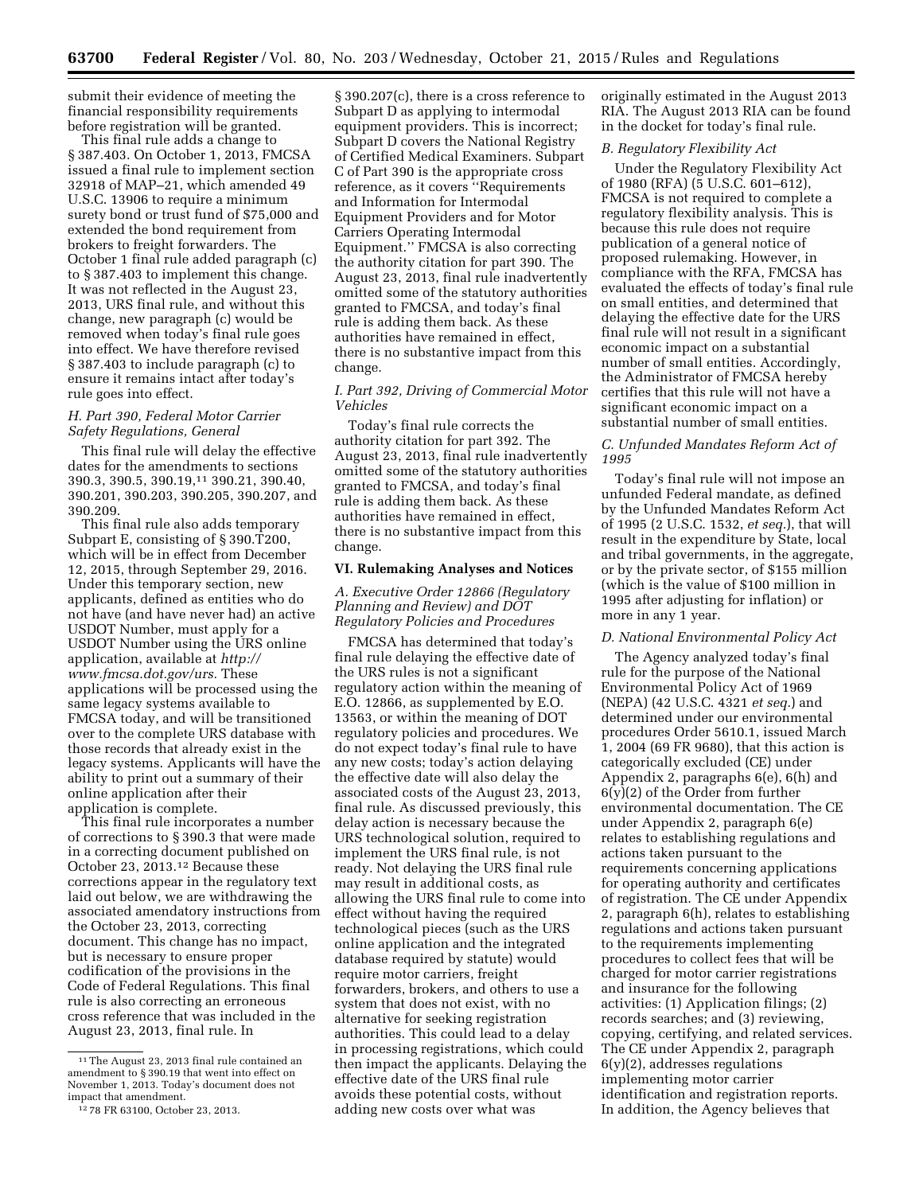submit their evidence of meeting the financial responsibility requirements before registration will be granted.

This final rule adds a change to § 387.403. On October 1, 2013, FMCSA issued a final rule to implement section 32918 of MAP–21, which amended 49 U.S.C. 13906 to require a minimum surety bond or trust fund of $75,000 and extended the bond requirement from brokers to freight forwarders. The October 1 final rule added paragraph (c) to § 387.403 to implement this change. It was not reflected in the August 23, 2013, URS final rule, and without this change, new paragraph (c) would be removed when today's final rule goes into effect. We have therefore revised § 387.403 to include paragraph (c) to ensure it remains intact after today's rule goes into effect.

### H. Part 390, Federal Motor Carrier Safety Regulations, General

This final rule will delay the effective dates for the amendments to sections 390.3, 390.5, 390.19,[11] 390.21, 390.40, 390.201, 390.203, 390.205, 390.207, and 390.209.

This final rule also adds temporary Subpart E, consisting of § 390.T200, which will be in effect from December 12, 2015, through September 29, 2016. Under this temporary section, new applicants, defined as entities who do not have (and have never had) an active USDOT Number, must apply for a USDOT Number using the URS online application, available at *http://www.fmcsa.dot.gov/urs.* These applications will be processed using the same legacy systems available to FMCSA today, and will be transitioned over to the complete URS database with those records that already exist in the legacy systems. Applicants will have the ability to print out a summary of their online application after their application is complete.

This final rule incorporates a number of corrections to § 390.3 that were made in a correcting document published on October 23, 2013.[12] Because these corrections appear in the regulatory text laid out below, we are withdrawing the associated amendatory instructions from the October 23, 2013, correcting document. This change has no impact, but is necessary to ensure proper codification of the provisions in the Code of Federal Regulations. This final rule is also correcting an erroneous cross reference that was included in the August 23, 2013, final rule. In § 390.207(c), there is a cross reference to Subpart D as applying to intermodal equipment providers. This is incorrect; Subpart D covers the National Registry of Certified Medical Examiners. Subpart C of Part 390 is the appropriate cross reference, as it covers "Requirements and Information for Intermodal Equipment Providers and for Motor Carriers Operating Intermodal Equipment." FMCSA is also correcting the authority citation for part 390. The August 23, 2013, final rule inadvertently omitted some of the statutory authorities granted to FMCSA, and today's final rule is adding them back. As these authorities have remained in effect, there is no substantive impact from this change.

### I. Part 392, Driving of Commercial Motor Vehicles

Today's final rule corrects the authority citation for part 392. The August 23, 2013, final rule inadvertently omitted some of the statutory authorities granted to FMCSA, and today's final rule is adding them back. As these authorities have remained in effect, there is no substantive impact from this change.

## VI. Rulemaking Analyses and Notices

### A. Executive Order 12866 (Regulatory Planning and Review) and DOT Regulatory Policies and Procedures

FMCSA has determined that today's final rule delaying the effective date of the URS rules is not a significant regulatory action within the meaning of E.O. 12866, as supplemented by E.O. 13563, or within the meaning of DOT regulatory policies and procedures. We do not expect today's final rule to have any new costs; today's action delaying the effective date will also delay the associated costs of the August 23, 2013, final rule. As discussed previously, this delay action is necessary because the URS technological solution, required to implement the URS final rule, is not ready. Not delaying the URS final rule may result in additional costs, as allowing the URS final rule to come into effect without having the required technological pieces (such as the URS online application and the integrated database required by statute) would require motor carriers, freight forwarders, brokers, and others to use a system that does not exist, with no alternative for seeking registration authorities. This could lead to a delay in processing registrations, which could then impact the applicants. Delaying the effective date of the URS final rule avoids these potential costs, without adding new costs over what was originally estimated in the August 2013 RIA. The August 2013 RIA can be found in the docket for today's final rule.

### B. Regulatory Flexibility Act

Under the Regulatory Flexibility Act of 1980 (RFA) (5 U.S.C. 601–612), FMCSA is not required to complete a regulatory flexibility analysis. This is because this rule does not require publication of a general notice of proposed rulemaking. However, in compliance with the RFA, FMCSA has evaluated the effects of today's final rule on small entities, and determined that delaying the effective date for the URS final rule will not result in a significant economic impact on a substantial number of small entities. Accordingly, the Administrator of FMCSA hereby certifies that this rule will not have a significant economic impact on a substantial number of small entities.

### C. Unfunded Mandates Reform Act of 1995

Today's final rule will not impose an unfunded Federal mandate, as defined by the Unfunded Mandates Reform Act of 1995 (2 U.S.C. 1532, *et seq.*), that will result in the expenditure by State, local and tribal governments, in the aggregate, or by the private sector, of $155 million (which is the value of $100 million in 1995 after adjusting for inflation) or more in any 1 year.

### D. National Environmental Policy Act

The Agency analyzed today's final rule for the purpose of the National Environmental Policy Act of 1969 (NEPA) (42 U.S.C. 4321 *et seq.*) and determined under our environmental procedures Order 5610.1, issued March 1, 2004 (69 FR 9680), that this action is categorically excluded (CE) under Appendix 2, paragraphs 6(e), 6(h) and 6(y)(2) of the Order from further environmental documentation. The CE under Appendix 2, paragraph 6(e) relates to establishing regulations and actions taken pursuant to the requirements concerning applications for operating authority and certificates of registration. The CE under Appendix 2, paragraph 6(h), relates to establishing regulations and actions taken pursuant to the requirements implementing procedures to collect fees that will be charged for motor carrier registrations and insurance for the following activities: (1) Application filings; (2) records searches; and (3) reviewing, copying, certifying, and related services. The CE under Appendix 2, paragraph 6(y)(2), addresses regulations implementing motor carrier identification and registration reports. In addition, the Agency believes that

---

[11] The August 23, 2013 final rule contained an amendment to § 390.19 that went into effect on November 1, 2013. Today's document does not impact that amendment.

[12] 78 FR 63100, October 23, 2013.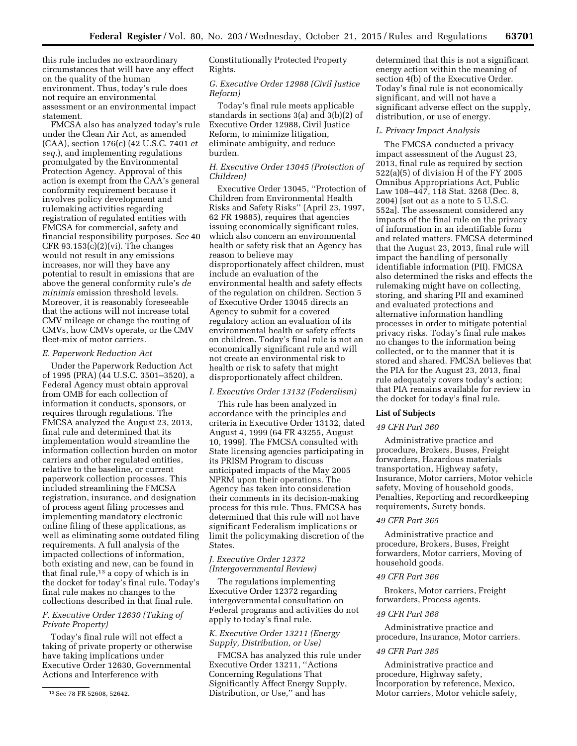this rule includes no extraordinary circumstances that will have any effect on the quality of the human environment. Thus, today's rule does not require an environmental assessment or an environmental impact statement.

FMCSA also has analyzed today's rule under the Clean Air Act, as amended (CAA), section 176(c) (42 U.S.C. 7401 *et seq.*), and implementing regulations promulgated by the Environmental Protection Agency. Approval of this action is exempt from the CAA's general conformity requirement because it involves policy development and rulemaking activities regarding registration of regulated entities with FMCSA for commercial, safety and financial responsibility purposes. *See* 40 CFR 93.153(c)(2)(vi). The changes would not result in any emissions increases, nor will they have any potential to result in emissions that are above the general conformity rule's *de minimis* emission threshold levels. Moreover, it is reasonably foreseeable that the actions will not increase total CMV mileage or change the routing of CMVs, how CMVs operate, or the CMV fleet-mix of motor carriers.

### *E. Paperwork Reduction Act*

Under the Paperwork Reduction Act of 1995 (PRA) (44 U.S.C. 3501–3520), a Federal Agency must obtain approval from OMB for each collection of information it conducts, sponsors, or requires through regulations. The FMCSA analyzed the August 23, 2013, final rule and determined that its implementation would streamline the information collection burden on motor carriers and other regulated entities, relative to the baseline, or current paperwork collection processes. This included streamlining the FMCSA registration, insurance, and designation of process agent filing processes and implementing mandatory electronic online filing of these applications, as well as eliminating some outdated filing requirements. A full analysis of the impacted collections of information, both existing and new, can be found in that final rule,[13] a copy of which is in the docket for today's final rule. Today's final rule makes no changes to the collections described in that final rule.

### *F. Executive Order 12630 (Taking of Private Property)*

Today's final rule will not effect a taking of private property or otherwise have taking implications under Executive Order 12630, Governmental Actions and Interference with Constitutionally Protected Property Rights.

### *G. Executive Order 12988 (Civil Justice Reform)*

Today's final rule meets applicable standards in sections 3(a) and 3(b)(2) of Executive Order 12988, Civil Justice Reform, to minimize litigation, eliminate ambiguity, and reduce burden.

### *H. Executive Order 13045 (Protection of Children)*

Executive Order 13045, ''Protection of Children from Environmental Health Risks and Safety Risks'' (April 23, 1997, 62 FR 19885), requires that agencies issuing economically significant rules, which also concern an environmental health or safety risk that an Agency has reason to believe may disproportionately affect children, must include an evaluation of the environmental health and safety effects of the regulation on children. Section 5 of Executive Order 13045 directs an Agency to submit for a covered regulatory action an evaluation of its environmental health or safety effects on children. Today's final rule is not an economically significant rule and will not create an environmental risk to health or risk to safety that might disproportionately affect children.

### *I. Executive Order 13132 (Federalism)*

This rule has been analyzed in accordance with the principles and criteria in Executive Order 13132, dated August 4, 1999 (64 FR 43255, August 10, 1999). The FMCSA consulted with State licensing agencies participating in its PRISM Program to discuss anticipated impacts of the May 2005 NPRM upon their operations. The Agency has taken into consideration their comments in its decision-making process for this rule. Thus, FMCSA has determined that this rule will not have significant Federalism implications or limit the policymaking discretion of the States.

### *J. Executive Order 12372 (Intergovernmental Review)*

The regulations implementing Executive Order 12372 regarding intergovernmental consultation on Federal programs and activities do not apply to today's final rule.

### *K. Executive Order 13211 (Energy Supply, Distribution, or Use)*

FMCSA has analyzed this rule under Executive Order 13211, ''Actions Concerning Regulations That Significantly Affect Energy Supply, Distribution, or Use,'' and has determined that this is not a significant energy action within the meaning of section 4(b) of the Executive Order. Today's final rule is not economically significant, and will not have a significant adverse effect on the supply, distribution, or use of energy.

### *L. Privacy Impact Analysis*

The FMCSA conducted a privacy impact assessment of the August 23, 2013, final rule as required by section 522(a)(5) of division H of the FY 2005 Omnibus Appropriations Act, Public Law 108–447, 118 Stat. 3268 (Dec. 8, 2004) [set out as a note to 5 U.S.C. 552a]. The assessment considered any impacts of the final rule on the privacy of information in an identifiable form and related matters. FMCSA determined that the August 23, 2013, final rule will impact the handling of personally identifiable information (PII). FMCSA also determined the risks and effects the rulemaking might have on collecting, storing, and sharing PII and examined and evaluated protections and alternative information handling processes in order to mitigate potential privacy risks. Today's final rule makes no changes to the information being collected, or to the manner that it is stored and shared. FMCSA believes that the PIA for the August 23, 2013, final rule adequately covers today's action; that PIA remains available for review in the docket for today's final rule.

## List of Subjects

### *49 CFR Part 360*

Administrative practice and procedure, Brokers, Buses, Freight forwarders, Hazardous materials transportation, Highway safety, Insurance, Motor carriers, Motor vehicle safety, Moving of household goods, Penalties, Reporting and recordkeeping requirements, Surety bonds.

### *49 CFR Part 365*

Administrative practice and procedure, Brokers, Buses, Freight forwarders, Motor carriers, Moving of household goods.

### *49 CFR Part 366*

Brokers, Motor carriers, Freight forwarders, Process agents.

### *49 CFR Part 368*

Administrative practice and procedure, Insurance, Motor carriers.

### *49 CFR Part 385*

Administrative practice and procedure, Highway safety, Incorporation by reference, Mexico, Motor carriers, Motor vehicle safety,

---

[13] See 78 FR 52608, 52642.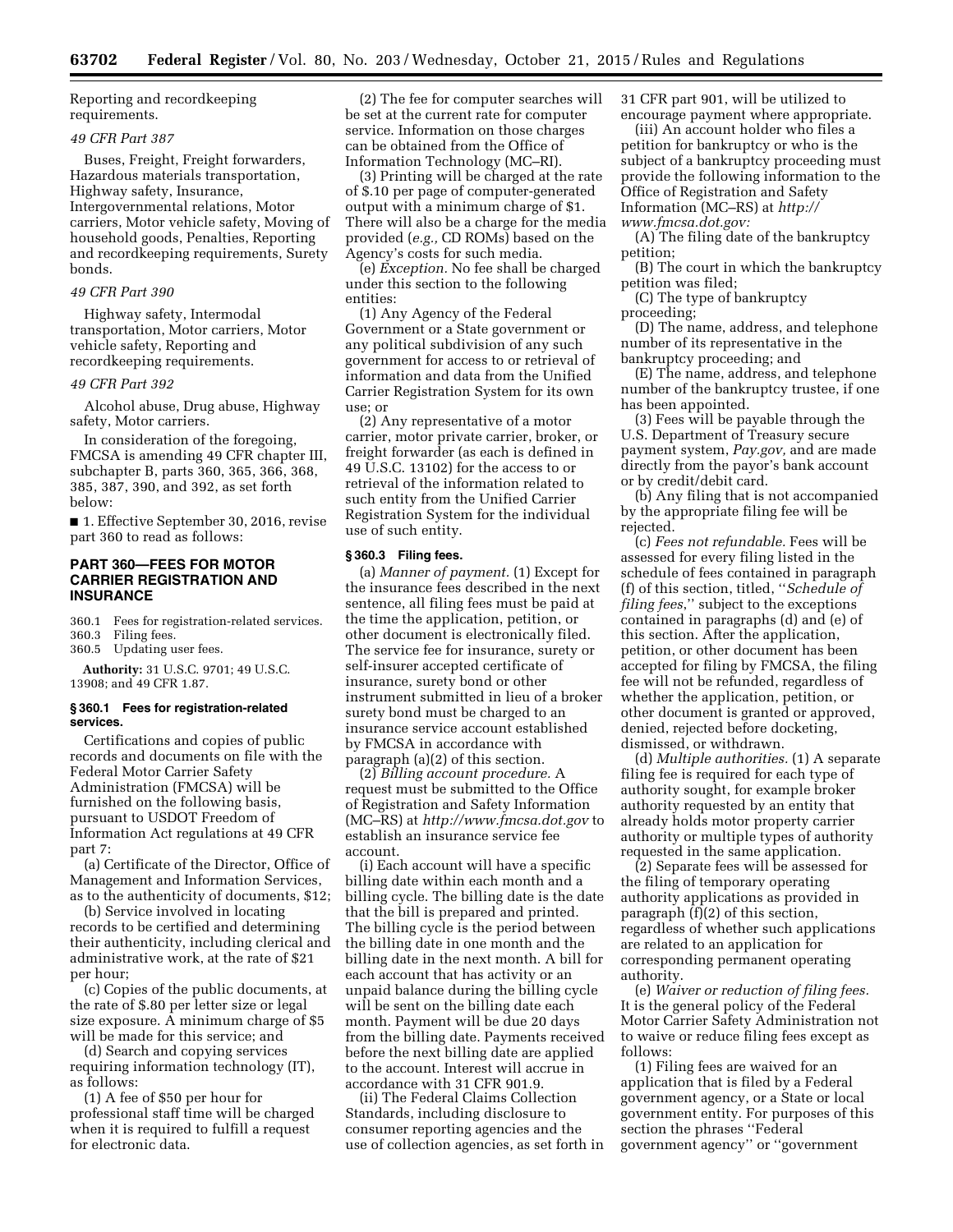Reporting and recordkeeping requirements.

*49 CFR Part 387*

Buses, Freight, Freight forwarders, Hazardous materials transportation, Highway safety, Insurance, Intergovernmental relations, Motor carriers, Motor vehicle safety, Moving of household goods, Penalties, Reporting and recordkeeping requirements, Surety bonds.

*49 CFR Part 390*

Highway safety, Intermodal transportation, Motor carriers, Motor vehicle safety, Reporting and recordkeeping requirements.

*49 CFR Part 392*

Alcohol abuse, Drug abuse, Highway safety, Motor carriers.

In consideration of the foregoing, FMCSA is amending 49 CFR chapter III, subchapter B, parts 360, 365, 366, 368, 385, 387, 390, and 392, as set forth below:

■ 1. Effective September 30, 2016, revise part 360 to read as follows:

## PART 360—FEES FOR MOTOR CARRIER REGISTRATION AND INSURANCE

360.1 Fees for registration-related services.
360.3 Filing fees.
360.5 Updating user fees.

**Authority:** 31 U.S.C. 9701; 49 U.S.C. 13908; and 49 CFR 1.87.

### § 360.1 Fees for registration-related services.

Certifications and copies of public records and documents on file with the Federal Motor Carrier Safety Administration (FMCSA) will be furnished on the following basis, pursuant to USDOT Freedom of Information Act regulations at 49 CFR part 7:

(a) Certificate of the Director, Office of Management and Information Services, as to the authenticity of documents, $12;

(b) Service involved in locating records to be certified and determining their authenticity, including clerical and administrative work, at the rate of $21 per hour;

(c) Copies of the public documents, at the rate of $.80 per letter size or legal size exposure. A minimum charge of $5 will be made for this service; and

(d) Search and copying services requiring information technology (IT), as follows:

(1) A fee of $50 per hour for professional staff time will be charged when it is required to fulfill a request for electronic data.

(2) The fee for computer searches will be set at the current rate for computer service. Information on those charges can be obtained from the Office of Information Technology (MC–RI).

(3) Printing will be charged at the rate of $.10 per page of computer-generated output with a minimum charge of $1. There will also be a charge for the media provided (*e.g.,* CD ROMs) based on the Agency's costs for such media.

(e) *Exception.* No fee shall be charged under this section to the following entities:

(1) Any Agency of the Federal Government or a State government or any political subdivision of any such government for access to or retrieval of information and data from the Unified Carrier Registration System for its own use; or

(2) Any representative of a motor carrier, motor private carrier, broker, or freight forwarder (as each is defined in 49 U.S.C. 13102) for the access to or retrieval of the information related to such entity from the Unified Carrier Registration System for the individual use of such entity.

### § 360.3 Filing fees.

(a) *Manner of payment.* (1) Except for the insurance fees described in the next sentence, all filing fees must be paid at the time the application, petition, or other document is electronically filed. The service fee for insurance, surety or self-insurer accepted certificate of insurance, surety bond or other instrument submitted in lieu of a broker surety bond must be charged to an insurance service account established by FMCSA in accordance with paragraph (a)(2) of this section.

(2) *Billing account procedure.* A request must be submitted to the Office of Registration and Safety Information (MC–RS) at *http://www.fmcsa.dot.gov* to establish an insurance service fee account.

(i) Each account will have a specific billing date within each month and a billing cycle. The billing date is the date that the bill is prepared and printed. The billing cycle is the period between the billing date in one month and the billing date in the next month. A bill for each account that has activity or an unpaid balance during the billing cycle will be sent on the billing date each month. Payment will be due 20 days from the billing date. Payments received before the next billing date are applied to the account. Interest will accrue in accordance with 31 CFR 901.9.

(ii) The Federal Claims Collection Standards, including disclosure to consumer reporting agencies and the use of collection agencies, as set forth in 31 CFR part 901, will be utilized to encourage payment where appropriate.

(iii) An account holder who files a petition for bankruptcy or who is the subject of a bankruptcy proceeding must provide the following information to the Office of Registration and Safety Information (MC–RS) at *http://www.fmcsa.dot.gov:*

(A) The filing date of the bankruptcy petition;

(B) The court in which the bankruptcy petition was filed;

(C) The type of bankruptcy proceeding;

(D) The name, address, and telephone number of its representative in the bankruptcy proceeding; and

(E) The name, address, and telephone number of the bankruptcy trustee, if one has been appointed.

(3) Fees will be payable through the U.S. Department of Treasury secure payment system, *Pay.gov,* and are made directly from the payor's bank account or by credit/debit card.

(b) Any filing that is not accompanied by the appropriate filing fee will be rejected.

(c) *Fees not refundable.* Fees will be assessed for every filing listed in the schedule of fees contained in paragraph (f) of this section, titled, ''*Schedule of filing fees*,'' subject to the exceptions contained in paragraphs (d) and (e) of this section. After the application, petition, or other document has been accepted for filing by FMCSA, the filing fee will not be refunded, regardless of whether the application, petition, or other document is granted or approved, denied, rejected before docketing, dismissed, or withdrawn.

(d) *Multiple authorities.* (1) A separate filing fee is required for each type of authority sought, for example broker authority requested by an entity that already holds motor property carrier authority or multiple types of authority requested in the same application.

(2) Separate fees will be assessed for the filing of temporary operating authority applications as provided in paragraph (f)(2) of this section, regardless of whether such applications are related to an application for corresponding permanent operating authority.

(e) *Waiver or reduction of filing fees.* It is the general policy of the Federal Motor Carrier Safety Administration not to waive or reduce filing fees except as follows:

(1) Filing fees are waived for an application that is filed by a Federal government agency, or a State or local government entity. For purposes of this section the phrases ''Federal government agency'' or ''government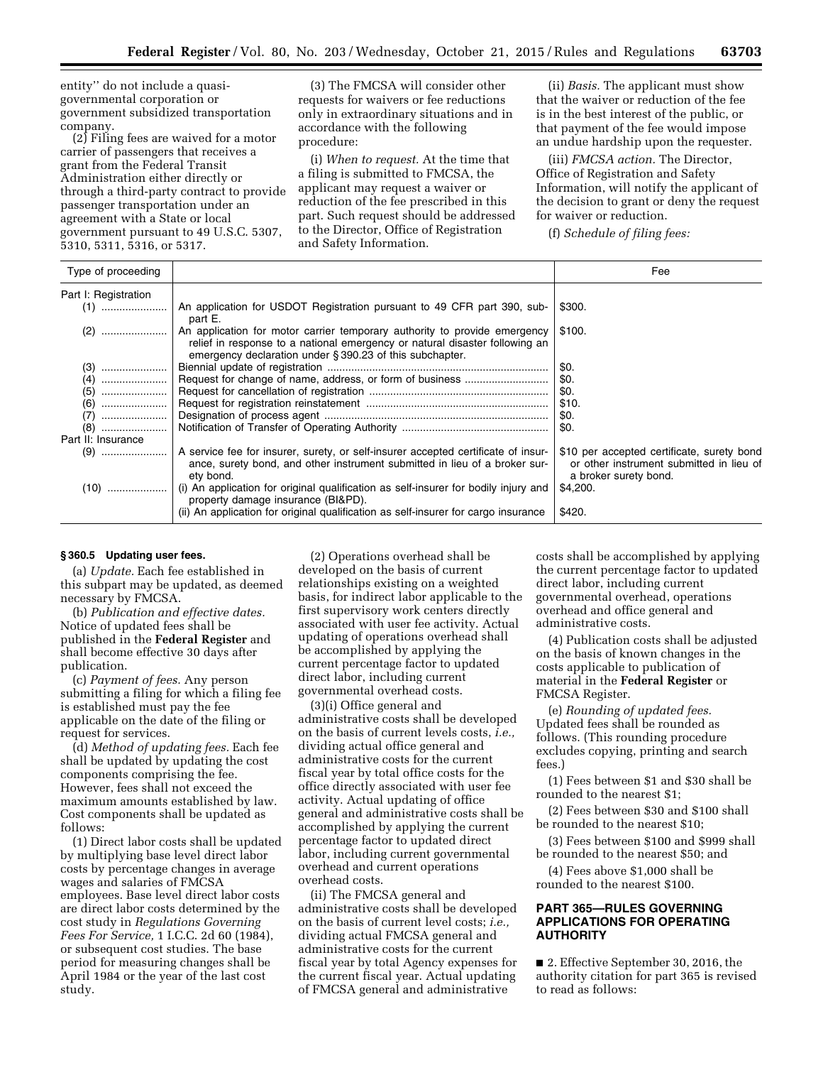entity'' do not include a quasi-governmental corporation or government subsidized transportation company.

(2) Filing fees are waived for a motor carrier of passengers that receives a grant from the Federal Transit Administration either directly or through a third-party contract to provide passenger transportation under an agreement with a State or local government pursuant to 49 U.S.C. 5307, 5310, 5311, 5316, or 5317.

(3) The FMCSA will consider other requests for waivers or fee reductions only in extraordinary situations and in accordance with the following procedure:

(i) *When to request.* At the time that a filing is submitted to FMCSA, the applicant may request a waiver or reduction of the fee prescribed in this part. Such request should be addressed to the Director, Office of Registration and Safety Information.

(ii) *Basis.* The applicant must show that the waiver or reduction of the fee is in the best interest of the public, or that payment of the fee would impose an undue hardship upon the requester.

(iii) *FMCSA action.* The Director, Office of Registration and Safety Information, will notify the applicant of the decision to grant or deny the request for waiver or reduction.

(f) *Schedule of filing fees:*

| Type of proceeding | | Fee |
|---|---|---|
| Part I: Registration | | |
| (1) | An application for USDOT Registration pursuant to 49 CFR part 390, subpart E. | $300. |
| (2) | An application for motor carrier temporary authority to provide emergency relief in response to a national emergency or natural disaster following an emergency declaration under § 390.23 of this subchapter. | $100. |
| (3) | Biennial update of registration | $0. |
| (4) | Request for change of name, address, or form of business | $0. |
| (5) | Request for cancellation of registration | $0. |
| (6) | Request for registration reinstatement | $10. |
| (7) | Designation of process agent | $0. |
| (8) | Notification of Transfer of Operating Authority | $0. |
| Part II: Insurance | | |
| (9) | A service fee for insurer, surety, or self-insurer accepted certificate of insurance, surety bond, and other instrument submitted in lieu of a broker surety bond. | $10 per accepted certificate, surety bond or other instrument submitted in lieu of a broker surety bond. |
| (10) | (i) An application for original qualification as self-insurer for bodily injury and property damage insurance (BI&PD). | $4,200. |
| | (ii) An application for original qualification as self-insurer for cargo insurance | $420. |

### § 360.5 Updating user fees.

(a) *Update.* Each fee established in this subpart may be updated, as deemed necessary by FMCSA.

(b) *Publication and effective dates.* Notice of updated fees shall be published in the **Federal Register** and shall become effective 30 days after publication.

(c) *Payment of fees.* Any person submitting a filing for which a filing fee is established must pay the fee applicable on the date of the filing or request for services.

(d) *Method of updating fees.* Each fee shall be updated by updating the cost components comprising the fee. However, fees shall not exceed the maximum amounts established by law. Cost components shall be updated as follows:

(1) Direct labor costs shall be updated by multiplying base level direct labor costs by percentage changes in average wages and salaries of FMCSA employees. Base level direct labor costs are direct labor costs determined by the cost study in *Regulations Governing Fees For Service,* 1 I.C.C. 2d 60 (1984), or subsequent cost studies. The base period for measuring changes shall be April 1984 or the year of the last cost study.

(2) Operations overhead shall be developed on the basis of current relationships existing on a weighted basis, for indirect labor applicable to the first supervisory work centers directly associated with user fee activity. Actual updating of operations overhead shall be accomplished by applying the current percentage factor to updated direct labor, including current governmental overhead costs.

(3)(i) Office general and administrative costs shall be developed on the basis of current levels costs, *i.e.,* dividing actual office general and administrative costs for the current fiscal year by total office costs for the office directly associated with user fee activity. Actual updating of office general and administrative costs shall be accomplished by applying the current percentage factor to updated direct labor, including current governmental overhead and current operations overhead costs.

(ii) The FMCSA general and administrative costs shall be developed on the basis of current level costs; *i.e.,* dividing actual FMCSA general and administrative costs for the current fiscal year by total Agency expenses for the current fiscal year. Actual updating of FMCSA general and administrative costs shall be accomplished by applying the current percentage factor to updated direct labor, including current governmental overhead, operations overhead and office general and administrative costs.

(4) Publication costs shall be adjusted on the basis of known changes in the costs applicable to publication of material in the **Federal Register** or FMCSA Register.

(e) *Rounding of updated fees.* Updated fees shall be rounded as follows. (This rounding procedure excludes copying, printing and search fees.)

(1) Fees between $1 and $30 shall be rounded to the nearest $1;

(2) Fees between $30 and $100 shall be rounded to the nearest $10;

(3) Fees between $100 and $999 shall be rounded to the nearest $50; and

(4) Fees above $1,000 shall be rounded to the nearest $100.

## PART 365—RULES GOVERNING APPLICATIONS FOR OPERATING AUTHORITY

■ 2. Effective September 30, 2016, the authority citation for part 365 is revised to read as follows: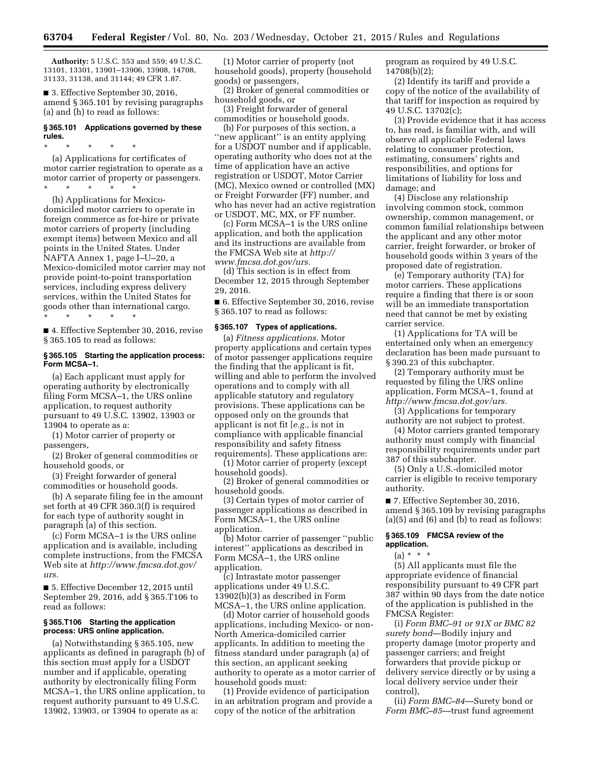**Authority:** 5 U.S.C. 553 and 559; 49 U.S.C. 13101, 13301, 13901–13906, 13908, 14708, 31133, 31138, and 31144; 49 CFR 1.87.

■ 3. Effective September 30, 2016, amend § 365.101 by revising paragraphs (a) and (h) to read as follows:

### § 365.101 Applications governed by these rules.

\* \* \* \* \*

(a) Applications for certificates of motor carrier registration to operate as a motor carrier of property or passengers.

\* \* \* \* \*

(h) Applications for Mexico-domiciled motor carriers to operate in foreign commerce as for-hire or private motor carriers of property (including exempt items) between Mexico and all points in the United States. Under NAFTA Annex 1, page I–U–20, a Mexico-domiciled motor carrier may not provide point-to-point transportation services, including express delivery services, within the United States for goods other than international cargo.

\* \* \* \* \*

■ 4. Effective September 30, 2016, revise § 365.105 to read as follows:

### § 365.105 Starting the application process: Form MCSA–1.

(a) Each applicant must apply for operating authority by electronically filing Form MCSA–1, the URS online application, to request authority pursuant to 49 U.S.C. 13902, 13903 or 13904 to operate as a:

(1) Motor carrier of property or passengers,

(2) Broker of general commodities or household goods, or

(3) Freight forwarder of general commodities or household goods.

(b) A separate filing fee in the amount set forth at 49 CFR 360.3(f) is required for each type of authority sought in paragraph (a) of this section.

(c) Form MCSA–1 is the URS online application and is available, including complete instructions, from the FMCSA Web site at *http://www.fmcsa.dot.gov/urs.*

■ 5. Effective December 12, 2015 until September 29, 2016, add § 365.T106 to read as follows:

### § 365.T106 Starting the application process: URS online application.

(a) Notwithstanding § 365.105, new applicants as defined in paragraph (b) of this section must apply for a USDOT number and if applicable, operating authority by electronically filing Form MCSA–1, the URS online application, to request authority pursuant to 49 U.S.C. 13902, 13903, or 13904 to operate as a:

(1) Motor carrier of property (not household goods), property (household goods) or passengers,

(2) Broker of general commodities or household goods, or

(3) Freight forwarder of general commodities or household goods.

(b) For purposes of this section, a "new applicant" is an entity applying for a USDOT number and if applicable, operating authority who does not at the time of application have an active registration or USDOT, Motor Carrier (MC), Mexico owned or controlled (MX) or Freight Forwarder (FF) number, and who has never had an active registration or USDOT, MC, MX, or FF number.

(c) Form MCSA–1 is the URS online application, and both the application and its instructions are available from the FMCSA Web site at *http://www.fmcsa.dot.gov/urs.*

(d) This section is in effect from December 12, 2015 through September 29, 2016.

■ 6. Effective September 30, 2016, revise § 365.107 to read as follows:

### § 365.107 Types of applications.

(a) *Fitness applications.* Motor property applications and certain types of motor passenger applications require the finding that the applicant is fit, willing and able to perform the involved operations and to comply with all applicable statutory and regulatory provisions. These applications can be opposed only on the grounds that applicant is not fit [*e.g.,* is not in compliance with applicable financial responsibility and safety fitness requirements]. These applications are:

(1) Motor carrier of property (except household goods).

(2) Broker of general commodities or household goods.

(3) Certain types of motor carrier of passenger applications as described in Form MCSA–1, the URS online application.

(b) Motor carrier of passenger "public interest" applications as described in Form MCSA–1, the URS online application.

(c) Intrastate motor passenger applications under 49 U.S.C. 13902(b)(3) as described in Form MCSA–1, the URS online application.

(d) Motor carrier of household goods applications, including Mexico- or non-North America-domiciled carrier applicants. In addition to meeting the fitness standard under paragraph (a) of this section, an applicant seeking authority to operate as a motor carrier of household goods must:

(1) Provide evidence of participation in an arbitration program and provide a copy of the notice of the arbitration program as required by 49 U.S.C. 14708(b)(2);

(2) Identify its tariff and provide a copy of the notice of the availability of that tariff for inspection as required by 49 U.S.C. 13702(c);

(3) Provide evidence that it has access to, has read, is familiar with, and will observe all applicable Federal laws relating to consumer protection, estimating, consumers' rights and responsibilities, and options for limitations of liability for loss and damage; and

(4) Disclose any relationship involving common stock, common ownership, common management, or common familial relationships between the applicant and any other motor carrier, freight forwarder, or broker of household goods within 3 years of the proposed date of registration.

(e) Temporary authority (TA) for motor carriers. These applications require a finding that there is or soon will be an immediate transportation need that cannot be met by existing carrier service.

(1) Applications for TA will be entertained only when an emergency declaration has been made pursuant to § 390.23 of this subchapter.

(2) Temporary authority must be requested by filing the URS online application, Form MCSA–1, found at *http://www.fmcsa.dot.gov/urs.*

(3) Applications for temporary authority are not subject to protest.

(4) Motor carriers granted temporary authority must comply with financial responsibility requirements under part 387 of this subchapter.

(5) Only a U.S.-domiciled motor carrier is eligible to receive temporary authority.

■ 7. Effective September 30, 2016, amend § 365.109 by revising paragraphs (a)(5) and (6) and (b) to read as follows:

### § 365.109 FMCSA review of the application.

(a) \* \* \*

(5) All applicants must file the appropriate evidence of financial responsibility pursuant to 49 CFR part 387 within 90 days from the date notice of the application is published in the FMCSA Register:

(i) *Form BMC–91 or 91X or BMC 82 surety bond*—Bodily injury and property damage (motor property and passenger carriers; and freight forwarders that provide pickup or delivery service directly or by using a local delivery service under their control),

(ii) *Form BMC–84*—Surety bond or *Form BMC–85*—trust fund agreement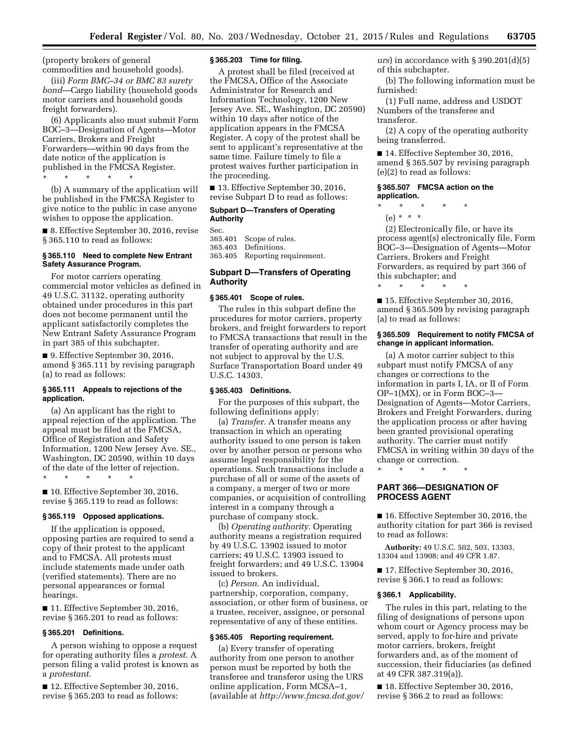(property brokers of general commodities and household goods).

(iii) *Form BMC–34 or BMC 83 surety bond*—Cargo liability (household goods motor carriers and household goods freight forwarders).

(6) Applicants also must submit Form BOC–3—Designation of Agents—Motor Carriers, Brokers and Freight Forwarders—within 90 days from the date notice of the application is published in the FMCSA Register.

\* \* \* \* \*

(b) A summary of the application will be published in the FMCSA Register to give notice to the public in case anyone wishes to oppose the application.

■ 8. Effective September 30, 2016, revise § 365.110 to read as follows:

#### § 365.110 Need to complete New Entrant Safety Assurance Program.

For motor carriers operating commercial motor vehicles as defined in 49 U.S.C. 31132, operating authority obtained under procedures in this part does not become permanent until the applicant satisfactorily completes the New Entrant Safety Assurance Program in part 385 of this subchapter.

■ 9. Effective September 30, 2016, amend § 365.111 by revising paragraph (a) to read as follows:

#### § 365.111 Appeals to rejections of the application.

(a) An applicant has the right to appeal rejection of the application. The appeal must be filed at the FMCSA, Office of Registration and Safety Information, 1200 New Jersey Ave. SE., Washington, DC 20590, within 10 days of the date of the letter of rejection.

\* \* \* \* \*

■ 10. Effective September 30, 2016, revise § 365.119 to read as follows:

#### § 365.119 Opposed applications.

If the application is opposed, opposing parties are required to send a copy of their protest to the applicant and to FMCSA. All protests must include statements made under oath (verified statements). There are no personal appearances or formal hearings.

■ 11. Effective September 30, 2016, revise § 365.201 to read as follows:

#### § 365.201 Definitions.

A person wishing to oppose a request for operating authority files a *protest.* A person filing a valid protest is known as a *protestant.*

■ 12. Effective September 30, 2016, revise § 365.203 to read as follows:

#### § 365.203 Time for filing.

A protest shall be filed (received at the FMCSA, Office of the Associate Administrator for Research and Information Technology, 1200 New Jersey Ave. SE., Washington, DC 20590) within 10 days after notice of the application appears in the FMCSA Register. A copy of the protest shall be sent to applicant's representative at the same time. Failure timely to file a protest waives further participation in the proceeding.

■ 13. Effective September 30, 2016, revise Subpart D to read as follows:

**Subpart D—Transfers of Operating Authority**

Sec.
365.401 Scope of rules.
365.403 Definitions.
365.405 Reporting requirement.

### Subpart D—Transfers of Operating Authority

#### § 365.401 Scope of rules.

The rules in this subpart define the procedures for motor carriers, property brokers, and freight forwarders to report to FMCSA transactions that result in the transfer of operating authority and are not subject to approval by the U.S. Surface Transportation Board under 49 U.S.C. 14303.

#### § 365.403 Definitions.

For the purposes of this subpart, the following definitions apply:

(a) *Transfer.* A transfer means any transaction in which an operating authority issued to one person is taken over by another person or persons who assume legal responsibility for the operations. Such transactions include a purchase of all or some of the assets of a company, a merger of two or more companies, or acquisition of controlling interest in a company through a purchase of company stock.

(b) *Operating authority.* Operating authority means a registration required by 49 U.S.C. 13902 issued to motor carriers; 49 U.S.C. 13903 issued to freight forwarders; and 49 U.S.C. 13904 issued to brokers.

(c) *Person.* An individual, partnership, corporation, company, association, or other form of business, or a trustee, receiver, assignee, or personal representative of any of these entities.

#### § 365.405 Reporting requirement.

(a) Every transfer of operating authority from one person to another person must be reported by both the transferee and transferor using the URS online application, Form MCSA–1, (available at *http://www.fmcsa.dot.gov/urs*) in accordance with § 390.201(d)(5) of this subchapter.

(b) The following information must be furnished:

(1) Full name, address and USDOT Numbers of the transferee and transferor.

(2) A copy of the operating authority being transferred.

■ 14. Effective September 30, 2016, amend § 365.507 by revising paragraph (e)(2) to read as follows:

#### § 365.507 FMCSA action on the application.

\* \* \* \* \*

(e) \* \* \*

(2) Electronically file, or have its process agent(s) electronically file, Form BOC–3—Designation of Agents—Motor Carriers, Brokers and Freight Forwarders, as required by part 366 of this subchapter; and

\* \* \* \* \*

■ 15. Effective September 30, 2016, amend § 365.509 by revising paragraph (a) to read as follows:

#### § 365.509 Requirement to notify FMCSA of change in applicant information.

(a) A motor carrier subject to this subpart must notify FMCSA of any changes or corrections to the information in parts I, IA, or II of Form OP–1(MX), or in Form BOC–3—Designation of Agents—Motor Carriers, Brokers and Freight Forwarders, during the application process or after having been granted provisional operating authority. The carrier must notify FMCSA in writing within 30 days of the change or correction.

\* \* \* \* \*

## PART 366—DESIGNATION OF PROCESS AGENT

■ 16. Effective September 30, 2016, the authority citation for part 366 is revised to read as follows:

**Authority:** 49 U.S.C. 502, 503, 13303, 13304 and 13908; and 49 CFR 1.87.

■ 17. Effective September 30, 2016, revise § 366.1 to read as follows:

#### § 366.1 Applicability.

The rules in this part, relating to the filing of designations of persons upon whom court or Agency process may be served, apply to for-hire and private motor carriers, brokers, freight forwarders and, as of the moment of succession, their fiduciaries (as defined at 49 CFR 387.319(a)).

■ 18. Effective September 30, 2016, revise § 366.2 to read as follows: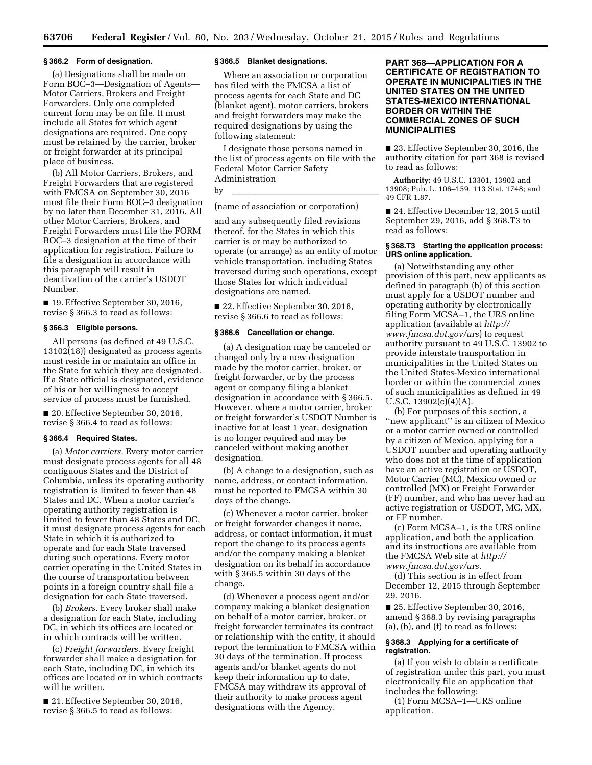### § 366.2 Form of designation.

(a) Designations shall be made on Form BOC–3—Designation of Agents—Motor Carriers, Brokers and Freight Forwarders. Only one completed current form may be on file. It must include all States for which agent designations are required. One copy must be retained by the carrier, broker or freight forwarder at its principal place of business.

(b) All Motor Carriers, Brokers, and Freight Forwarders that are registered with FMCSA on September 30, 2016 must file their Form BOC–3 designation by no later than December 31, 2016. All other Motor Carriers, Brokers, and Freight Forwarders must file the FORM BOC–3 designation at the time of their application for registration. Failure to file a designation in accordance with this paragraph will result in deactivation of the carrier's USDOT Number.

■ 19. Effective September 30, 2016, revise § 366.3 to read as follows:

### § 366.3 Eligible persons.

All persons (as defined at 49 U.S.C. 13102(18)) designated as process agents must reside in or maintain an office in the State for which they are designated. If a State official is designated, evidence of his or her willingness to accept service of process must be furnished.

■ 20. Effective September 30, 2016, revise § 366.4 to read as follows:

### § 366.4 Required States.

(a) *Motor carriers.* Every motor carrier must designate process agents for all 48 contiguous States and the District of Columbia, unless its operating authority registration is limited to fewer than 48 States and DC. When a motor carrier's operating authority registration is limited to fewer than 48 States and DC, it must designate process agents for each State in which it is authorized to operate and for each State traversed during such operations. Every motor carrier operating in the United States in the course of transportation between points in a foreign country shall file a designation for each State traversed.

(b) *Brokers.* Every broker shall make a designation for each State, including DC, in which its offices are located or in which contracts will be written.

(c) *Freight forwarders.* Every freight forwarder shall make a designation for each State, including DC, in which its offices are located or in which contracts will be written.

■ 21. Effective September 30, 2016, revise § 366.5 to read as follows:

### § 366.5 Blanket designations.

Where an association or corporation has filed with the FMCSA a list of process agents for each State and DC (blanket agent), motor carriers, brokers and freight forwarders may make the required designations by using the following statement:

I designate those persons named in the list of process agents on file with the Federal Motor Carrier Safety Administration

by \_\_\_\_\_\_\_\_\_\_\_\_\_\_\_\_\_\_\_\_\_\_\_\_\_\_\_\_

(name of association or corporation)

and any subsequently filed revisions thereof, for the States in which this carrier is or may be authorized to operate (or arrange) as an entity of motor vehicle transportation, including States traversed during such operations, except those States for which individual designations are named.

■ 22. Effective September 30, 2016, revise § 366.6 to read as follows:

### § 366.6 Cancellation or change.

(a) A designation may be canceled or changed only by a new designation made by the motor carrier, broker, or freight forwarder, or by the process agent or company filing a blanket designation in accordance with § 366.5. However, where a motor carrier, broker or freight forwarder's USDOT Number is inactive for at least 1 year, designation is no longer required and may be canceled without making another designation.

(b) A change to a designation, such as name, address, or contact information, must be reported to FMCSA within 30 days of the change.

(c) Whenever a motor carrier, broker or freight forwarder changes it name, address, or contact information, it must report the change to its process agents and/or the company making a blanket designation on its behalf in accordance with § 366.5 within 30 days of the change.

(d) Whenever a process agent and/or company making a blanket designation on behalf of a motor carrier, broker, or freight forwarder terminates its contract or relationship with the entity, it should report the termination to FMCSA within 30 days of the termination. If process agents and/or blanket agents do not keep their information up to date, FMCSA may withdraw its approval of their authority to make process agent designations with the Agency.

## PART 368—APPLICATION FOR A CERTIFICATE OF REGISTRATION TO OPERATE IN MUNICIPALITIES IN THE UNITED STATES ON THE UNITED STATES-MEXICO INTERNATIONAL BORDER OR WITHIN THE COMMERCIAL ZONES OF SUCH MUNICIPALITIES

■ 23. Effective September 30, 2016, the authority citation for part 368 is revised to read as follows:

**Authority:** 49 U.S.C. 13301, 13902 and 13908; Pub. L. 106–159, 113 Stat. 1748; and 49 CFR 1.87.

■ 24. Effective December 12, 2015 until September 29, 2016, add § 368.T3 to read as follows:

### § 368.T3 Starting the application process: URS online application.

(a) Notwithstanding any other provision of this part, new applicants as defined in paragraph (b) of this section must apply for a USDOT number and operating authority by electronically filing Form MCSA–1, the URS online application (available at *http://www.fmcsa.dot.gov/urs*) to request authority pursuant to 49 U.S.C. 13902 to provide interstate transportation in municipalities in the United States on the United States-Mexico international border or within the commercial zones of such municipalities as defined in 49 U.S.C. 13902(c)(4)(A).

(b) For purposes of this section, a "new applicant" is an citizen of Mexico or a motor carrier owned or controlled by a citizen of Mexico, applying for a USDOT number and operating authority who does not at the time of application have an active registration or USDOT, Motor Carrier (MC), Mexico owned or controlled (MX) or Freight Forwarder (FF) number, and who has never had an active registration or USDOT, MC, MX, or FF number.

(c) Form MCSA–1, is the URS online application, and both the application and its instructions are available from the FMCSA Web site at *http://www.fmcsa.dot.gov/urs*.

(d) This section is in effect from December 12, 2015 through September 29, 2016.

■ 25. Effective September 30, 2016, amend § 368.3 by revising paragraphs (a), (b), and (f) to read as follows:

### § 368.3 Applying for a certificate of registration.

(a) If you wish to obtain a certificate of registration under this part, you must electronically file an application that includes the following:

(1) Form MCSA–1—URS online application.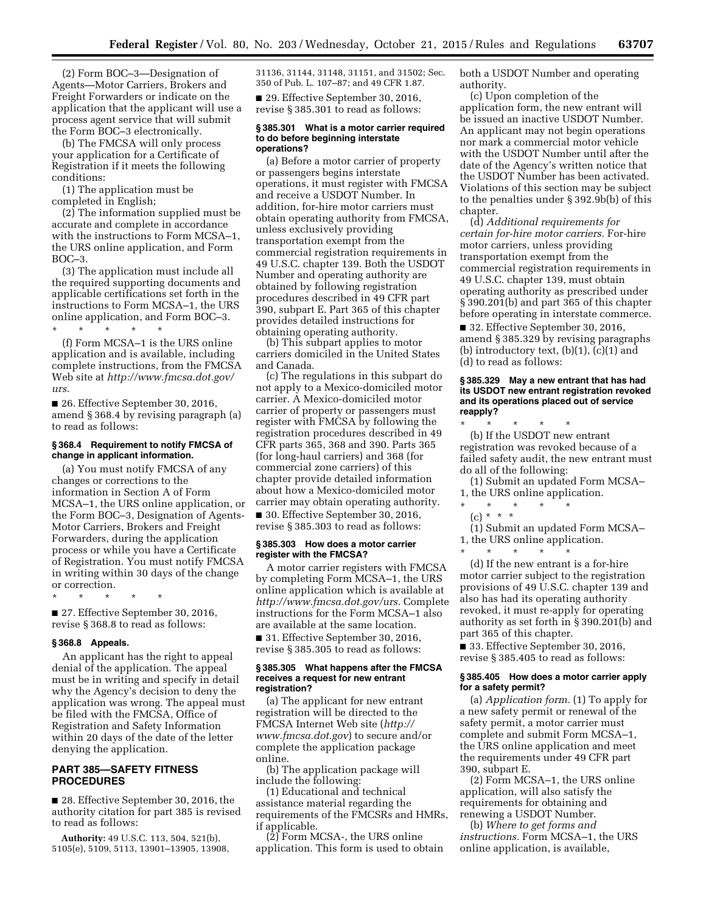(2) Form BOC–3—Designation of Agents—Motor Carriers, Brokers and Freight Forwarders or indicate on the application that the applicant will use a process agent service that will submit the Form BOC–3 electronically.

(b) The FMCSA will only process your application for a Certificate of Registration if it meets the following conditions:

(1) The application must be completed in English;

(2) The information supplied must be accurate and complete in accordance with the instructions to Form MCSA–1, the URS online application, and Form BOC–3.

(3) The application must include all the required supporting documents and applicable certifications set forth in the instructions to Form MCSA–1, the URS online application, and Form BOC–3.

\* \* \* \* \*

(f) Form MCSA–1 is the URS online application and is available, including complete instructions, from the FMCSA Web site at *http://www.fmcsa.dot.gov/urs.*

■ 26. Effective September 30, 2016, amend § 368.4 by revising paragraph (a) to read as follows:

#### § 368.4 Requirement to notify FMCSA of change in applicant information.

(a) You must notify FMCSA of any changes or corrections to the information in Section A of Form MCSA–1, the URS online application, or the Form BOC–3, Designation of Agents-Motor Carriers, Brokers and Freight Forwarders, during the application process or while you have a Certificate of Registration. You must notify FMCSA in writing within 30 days of the change or correction.

\* \* \* \* \*

■ 27. Effective September 30, 2016, revise § 368.8 to read as follows:

#### § 368.8 Appeals.

An applicant has the right to appeal denial of the application. The appeal must be in writing and specify in detail why the Agency's decision to deny the application was wrong. The appeal must be filed with the FMCSA, Office of Registration and Safety Information within 20 days of the date of the letter denying the application.

### PART 385—SAFETY FITNESS PROCEDURES

■ 28. Effective September 30, 2016, the authority citation for part 385 is revised to read as follows:

**Authority:** 49 U.S.C. 113, 504, 521(b), 5105(e), 5109, 5113, 13901–13905, 13908, 31136, 31144, 31148, 31151, and 31502; Sec. 350 of Pub. L. 107–87; and 49 CFR 1.87.

■ 29. Effective September 30, 2016, revise § 385.301 to read as follows:

#### § 385.301 What is a motor carrier required to do before beginning interstate operations?

(a) Before a motor carrier of property or passengers begins interstate operations, it must register with FMCSA and receive a USDOT Number. In addition, for-hire motor carriers must obtain operating authority from FMCSA, unless exclusively providing transportation exempt from the commercial registration requirements in 49 U.S.C. chapter 139. Both the USDOT Number and operating authority are obtained by following registration procedures described in 49 CFR part 390, subpart E. Part 365 of this chapter provides detailed instructions for obtaining operating authority.

(b) This subpart applies to motor carriers domiciled in the United States and Canada.

(c) The regulations in this subpart do not apply to a Mexico-domiciled motor carrier. A Mexico-domiciled motor carrier of property or passengers must register with FMCSA by following the registration procedures described in 49 CFR parts 365, 368 and 390. Parts 365 (for long-haul carriers) and 368 (for commercial zone carriers) of this chapter provide detailed information about how a Mexico-domiciled motor carrier may obtain operating authority.

■ 30. Effective September 30, 2016, revise § 385.303 to read as follows:

#### § 385.303 How does a motor carrier register with the FMCSA?

A motor carrier registers with FMCSA by completing Form MCSA–1, the URS online application which is available at *http://www.fmcsa.dot.gov/urs.* Complete instructions for the Form MCSA–1 also are available at the same location.

■ 31. Effective September 30, 2016, revise § 385.305 to read as follows:

#### § 385.305 What happens after the FMCSA receives a request for new entrant registration?

(a) The applicant for new entrant registration will be directed to the FMCSA Internet Web site (*http://www.fmcsa.dot.gov*) to secure and/or complete the application package online.

(b) The application package will include the following:

(1) Educational and technical assistance material regarding the requirements of the FMCSRs and HMRs, if applicable.

(2) Form MCSA-, the URS online application. This form is used to obtain both a USDOT Number and operating authority.

(c) Upon completion of the application form, the new entrant will be issued an inactive USDOT Number. An applicant may not begin operations nor mark a commercial motor vehicle with the USDOT Number until after the date of the Agency's written notice that the USDOT Number has been activated. Violations of this section may be subject to the penalties under § 392.9b(b) of this chapter.

(d) *Additional requirements for certain for-hire motor carriers.* For-hire motor carriers, unless providing transportation exempt from the commercial registration requirements in 49 U.S.C. chapter 139, must obtain operating authority as prescribed under § 390.201(b) and part 365 of this chapter before operating in interstate commerce.

■ 32. Effective September 30, 2016, amend § 385.329 by revising paragraphs (b) introductory text, (b)(1), (c)(1) and (d) to read as follows:

#### § 385.329 May a new entrant that has had its USDOT new entrant registration revoked and its operations placed out of service reapply?

\* \* \* \* \*

(b) If the USDOT new entrant registration was revoked because of a failed safety audit, the new entrant must do all of the following:

(1) Submit an updated Form MCSA–1, the URS online application.

\* \* \* \* \*

(c) \* \* \*

(1) Submit an updated Form MCSA–1, the URS online application.

\* \* \* \* \*

(d) If the new entrant is a for-hire motor carrier subject to the registration provisions of 49 U.S.C. chapter 139 and also has had its operating authority revoked, it must re-apply for operating authority as set forth in § 390.201(b) and part 365 of this chapter.

■ 33. Effective September 30, 2016, revise § 385.405 to read as follows:

#### § 385.405 How does a motor carrier apply for a safety permit?

(a) *Application form.* (1) To apply for a new safety permit or renewal of the safety permit, a motor carrier must complete and submit Form MCSA–1, the URS online application and meet the requirements under 49 CFR part 390, subpart E.

(2) Form MCSA–1, the URS online application, will also satisfy the requirements for obtaining and renewing a USDOT Number.

(b) *Where to get forms and instructions.* Form MCSA–1, the URS online application, is available,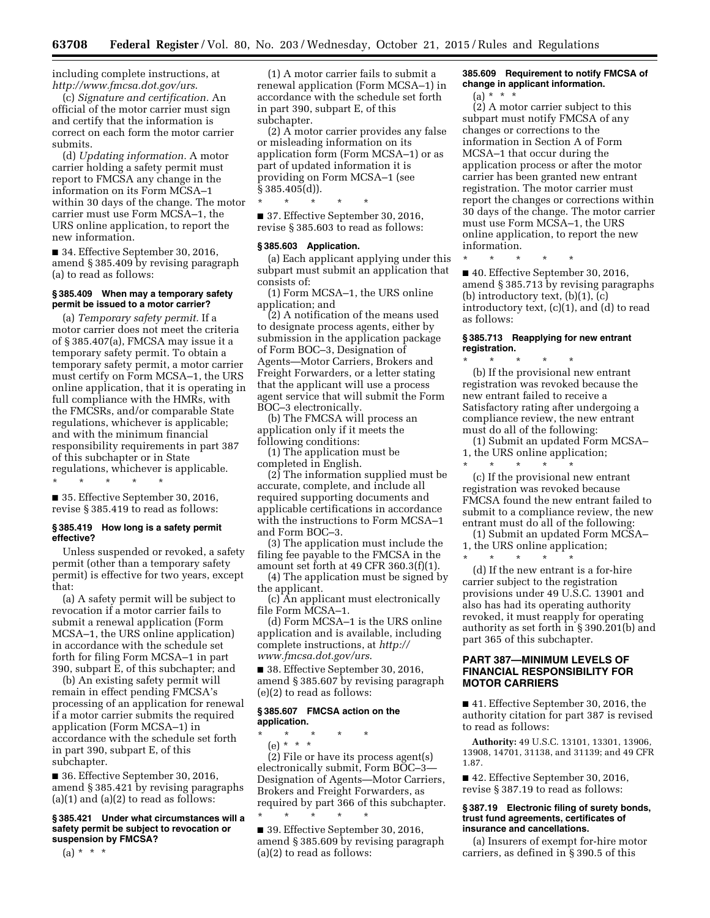including complete instructions, at *http://www.fmcsa.dot.gov/urs*.

(c) *Signature and certification.* An official of the motor carrier must sign and certify that the information is correct on each form the motor carrier submits.

(d) *Updating information.* A motor carrier holding a safety permit must report to FMCSA any change in the information on its Form MCSA–1 within 30 days of the change. The motor carrier must use Form MCSA–1, the URS online application, to report the new information.

■ 34. Effective September 30, 2016, amend § 385.409 by revising paragraph (a) to read as follows:

#### § 385.409 When may a temporary safety permit be issued to a motor carrier?

(a) *Temporary safety permit.* If a motor carrier does not meet the criteria of § 385.407(a), FMCSA may issue it a temporary safety permit. To obtain a temporary safety permit, a motor carrier must certify on Form MCSA–1, the URS online application, that it is operating in full compliance with the HMRs, with the FMCSRs, and/or comparable State regulations, whichever is applicable; and with the minimum financial responsibility requirements in part 387 of this subchapter or in State regulations, whichever is applicable.

\* \* \* \* \*

■ 35. Effective September 30, 2016, revise § 385.419 to read as follows:

#### § 385.419 How long is a safety permit effective?

Unless suspended or revoked, a safety permit (other than a temporary safety permit) is effective for two years, except that:

(a) A safety permit will be subject to revocation if a motor carrier fails to submit a renewal application (Form MCSA–1, the URS online application) in accordance with the schedule set forth for filing Form MCSA–1 in part 390, subpart E, of this subchapter; and

(b) An existing safety permit will remain in effect pending FMCSA's processing of an application for renewal if a motor carrier submits the required application (Form MCSA–1) in accordance with the schedule set forth in part 390, subpart E, of this subchapter.

■ 36. Effective September 30, 2016, amend § 385.421 by revising paragraphs (a)(1) and (a)(2) to read as follows:

#### § 385.421 Under what circumstances will a safety permit be subject to revocation or suspension by FMCSA?

(a) \* \* \*

(1) A motor carrier fails to submit a renewal application (Form MCSA–1) in accordance with the schedule set forth in part 390, subpart E, of this subchapter.

(2) A motor carrier provides any false or misleading information on its application form (Form MCSA–1) or as part of updated information it is providing on Form MCSA–1 (see § 385.405(d)).

\* \* \* \* \*

■ 37. Effective September 30, 2016, revise § 385.603 to read as follows:

#### § 385.603 Application.

(a) Each applicant applying under this subpart must submit an application that consists of:

(1) Form MCSA–1, the URS online application; and

(2) A notification of the means used to designate process agents, either by submission in the application package of Form BOC–3, Designation of Agents—Motor Carriers, Brokers and Freight Forwarders, or a letter stating that the applicant will use a process agent service that will submit the Form BOC–3 electronically.

(b) The FMCSA will process an application only if it meets the following conditions:

(1) The application must be completed in English.

(2) The information supplied must be accurate, complete, and include all required supporting documents and applicable certifications in accordance with the instructions to Form MCSA–1 and Form BOC–3.

(3) The application must include the filing fee payable to the FMCSA in the amount set forth at 49 CFR 360.3(f)(1).

(4) The application must be signed by the applicant.

(c) An applicant must electronically file Form MCSA–1.

(d) Form MCSA–1 is the URS online application and is available, including complete instructions, at *http://www.fmcsa.dot.gov/urs*.

■ 38. Effective September 30, 2016, amend § 385.607 by revising paragraph (e)(2) to read as follows:

#### § 385.607 FMCSA action on the application.

\* \* \* \* \*

(e) \* \* \*

(2) File or have its process agent(s) electronically submit, Form BOC–3—Designation of Agents—Motor Carriers, Brokers and Freight Forwarders, as required by part 366 of this subchapter.

\* \* \* \* \*

■ 39. Effective September 30, 2016, amend § 385.609 by revising paragraph (a)(2) to read as follows:

#### § 385.609 Requirement to notify FMCSA of change in applicant information.

(a) \* \* \*

(2) A motor carrier subject to this subpart must notify FMCSA of any changes or corrections to the information in Section A of Form MCSA–1 that occur during the application process or after the motor carrier has been granted new entrant registration. The motor carrier must report the changes or corrections within 30 days of the change. The motor carrier must use Form MCSA–1, the URS online application, to report the new information.

\* \* \* \* \*

■ 40. Effective September 30, 2016, amend § 385.713 by revising paragraphs (b) introductory text, (b)(1), (c) introductory text, (c)(1), and (d) to read as follows:

#### § 385.713 Reapplying for new entrant registration.

\* \* \* \* \*

(b) If the provisional new entrant registration was revoked because the new entrant failed to receive a Satisfactory rating after undergoing a compliance review, the new entrant must do all of the following:

(1) Submit an updated Form MCSA–1, the URS online application;

\* \* \* \* \*

(c) If the provisional new entrant registration was revoked because FMCSA found the new entrant failed to submit to a compliance review, the new entrant must do all of the following:

(1) Submit an updated Form MCSA–1, the URS online application;

\* \* \* \* \*

(d) If the new entrant is a for-hire carrier subject to the registration provisions under 49 U.S.C. 13901 and also has had its operating authority revoked, it must reapply for operating authority as set forth in § 390.201(b) and part 365 of this subchapter.

### PART 387—MINIMUM LEVELS OF FINANCIAL RESPONSIBILITY FOR MOTOR CARRIERS

■ 41. Effective September 30, 2016, the authority citation for part 387 is revised to read as follows:

**Authority:** 49 U.S.C. 13101, 13301, 13906, 13908, 14701, 31138, and 31139; and 49 CFR 1.87.

■ 42. Effective September 30, 2016, revise § 387.19 to read as follows:

#### § 387.19 Electronic filing of surety bonds, trust fund agreements, certificates of insurance and cancellations.

(a) Insurers of exempt for-hire motor carriers, as defined in § 390.5 of this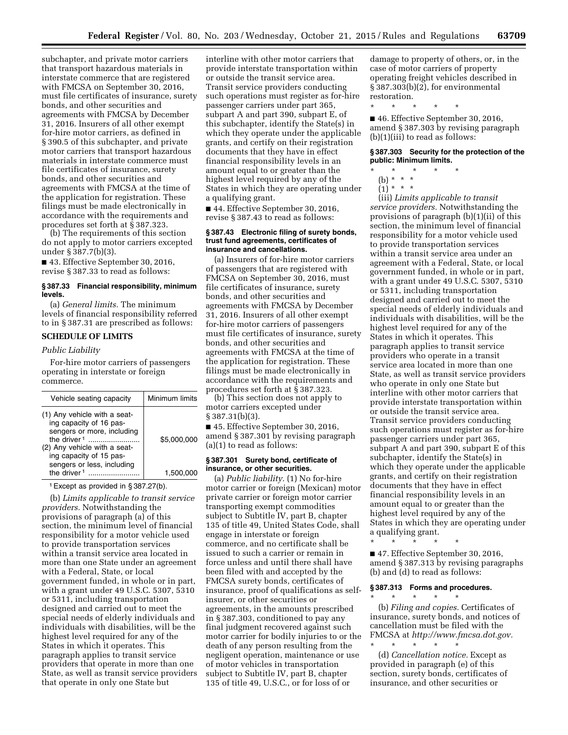subchapter, and private motor carriers that transport hazardous materials in interstate commerce that are registered with FMCSA on September 30, 2016, must file certificates of insurance, surety bonds, and other securities and agreements with FMCSA by December 31, 2016. Insurers of all other exempt for-hire motor carriers, as defined in § 390.5 of this subchapter, and private motor carriers that transport hazardous materials in interstate commerce must file certificates of insurance, surety bonds, and other securities and agreements with FMCSA at the time of the application for registration. These filings must be made electronically in accordance with the requirements and procedures set forth at § 387.323.

(b) The requirements of this section do not apply to motor carriers excepted under § 387.7(b)(3).

■ 43. Effective September 30, 2016, revise § 387.33 to read as follows:

**§ 387.33 Financial responsibility, minimum levels.**

(a) *General limits.* The minimum levels of financial responsibility referred to in § 387.31 are prescribed as follows:

**SCHEDULE OF LIMITS**

*Public Liability*

For-hire motor carriers of passengers operating in interstate or foreign commerce.

| Vehicle seating capacity | Minimum limits |
|---|---|
| (1) Any vehicle with a seating capacity of 16 passengers or more, including the driver [1] | $5,000,000 |
| (2) Any vehicle with a seating capacity of 15 passengers or less, including the driver [1] | 1,500,000 |

[1] Except as provided in § 387.27(b).

(b) *Limits applicable to transit service providers.* Notwithstanding the provisions of paragraph (a) of this section, the minimum level of financial responsibility for a motor vehicle used to provide transportation services within a transit service area located in more than one State under an agreement with a Federal, State, or local government funded, in whole or in part, with a grant under 49 U.S.C. 5307, 5310 or 5311, including transportation designed and carried out to meet the special needs of elderly individuals and individuals with disabilities, will be the highest level required for any of the States in which it operates. This paragraph applies to transit service providers that operate in more than one State, as well as transit service providers that operate in only one State but interline with other motor carriers that provide interstate transportation within or outside the transit service area. Transit service providers conducting such operations must register as for-hire passenger carriers under part 365, subpart A and part 390, subpart E, of this subchapter, identify the State(s) in which they operate under the applicable grants, and certify on their registration documents that they have in effect financial responsibility levels in an amount equal to or greater than the highest level required by any of the States in which they are operating under a qualifying grant.

■ 44. Effective September 30, 2016, revise § 387.43 to read as follows:

**§ 387.43 Electronic filing of surety bonds, trust fund agreements, certificates of insurance and cancellations.**

(a) Insurers of for-hire motor carriers of passengers that are registered with FMCSA on September 30, 2016, must file certificates of insurance, surety bonds, and other securities and agreements with FMCSA by December 31, 2016. Insurers of all other exempt for-hire motor carriers of passengers must file certificates of insurance, surety bonds, and other securities and agreements with FMCSA at the time of the application for registration. These filings must be made electronically in accordance with the requirements and procedures set forth at § 387.323.

(b) This section does not apply to motor carriers excepted under § 387.31(b)(3).

■ 45. Effective September 30, 2016, amend § 387.301 by revising paragraph (a)(1) to read as follows:

**§ 387.301 Surety bond, certificate of insurance, or other securities.**

(a) *Public liability.* (1) No for-hire motor carrier or foreign (Mexican) motor private carrier or foreign motor carrier transporting exempt commodities subject to Subtitle IV, part B, chapter 135 of title 49, United States Code, shall engage in interstate or foreign commerce, and no certificate shall be issued to such a carrier or remain in force unless and until there shall have been filed with and accepted by the FMCSA surety bonds, certificates of insurance, proof of qualifications as self-insurer, or other securities or agreements, in the amounts prescribed in § 387.303, conditioned to pay any final judgment recovered against such motor carrier for bodily injuries to or the death of any person resulting from the negligent operation, maintenance or use of motor vehicles in transportation subject to Subtitle IV, part B, chapter 135 of title 49, U.S.C., or for loss of or damage to property of others, or, in the case of motor carriers of property operating freight vehicles described in § 387.303(b)(2), for environmental restoration.

\* \* \* \* \*

■ 46. Effective September 30, 2016, amend § 387.303 by revising paragraph (b)(1)(iii) to read as follows:

**§ 387.303 Security for the protection of the public: Minimum limits.**

\* \* \* \* \*

(b) \* \* \*

(1) \* \* \*

(iii) *Limits applicable to transit service providers.* Notwithstanding the provisions of paragraph (b)(1)(ii) of this section, the minimum level of financial responsibility for a motor vehicle used to provide transportation services within a transit service area under an agreement with a Federal, State, or local government funded, in whole or in part, with a grant under 49 U.S.C. 5307, 5310 or 5311, including transportation designed and carried out to meet the special needs of elderly individuals and individuals with disabilities, will be the highest level required for any of the States in which it operates. This paragraph applies to transit service providers who operate in a transit service area located in more than one State, as well as transit service providers who operate in only one State but interline with other motor carriers that provide interstate transportation within or outside the transit service area. Transit service providers conducting such operations must register as for-hire passenger carriers under part 365, subpart A and part 390, subpart E of this subchapter, identify the State(s) in which they operate under the applicable grants, and certify on their registration documents that they have in effect financial responsibility levels in an amount equal to or greater than the highest level required by any of the States in which they are operating under a qualifying grant.

\* \* \* \* \*

■ 47. Effective September 30, 2016, amend § 387.313 by revising paragraphs (b) and (d) to read as follows:

**§ 387.313 Forms and procedures.**

\* \* \* \* \*

(b) *Filing and copies.* Certificates of insurance, surety bonds, and notices of cancellation must be filed with the FMCSA at *http://www.fmcsa.dot.gov.*

\* \* \* \* \*

(d) *Cancellation notice.* Except as provided in paragraph (e) of this section, surety bonds, certificates of insurance, and other securities or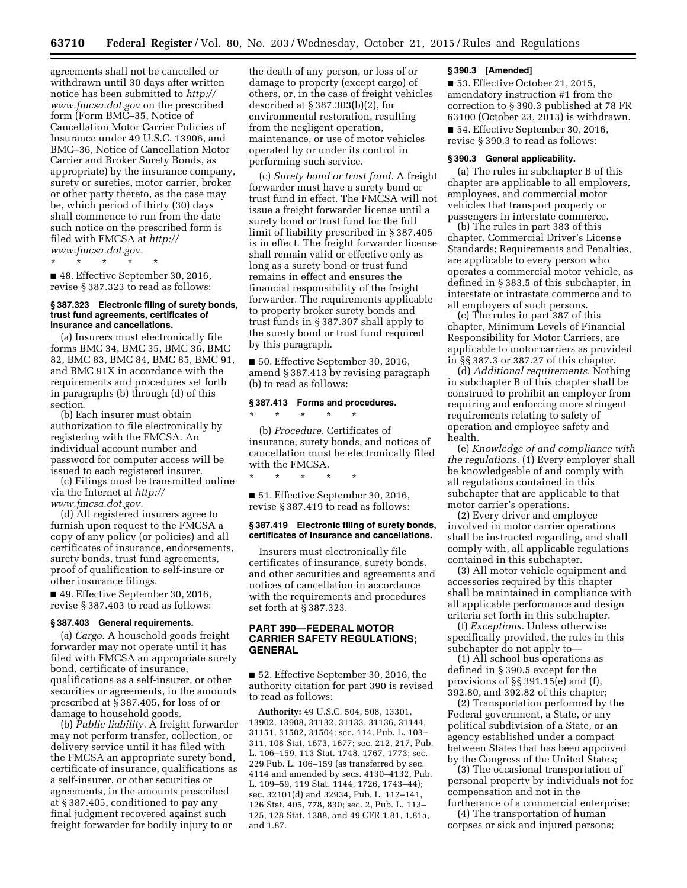agreements shall not be cancelled or withdrawn until 30 days after written notice has been submitted to *http://www.fmcsa.dot.gov* on the prescribed form (Form BMC–35, Notice of Cancellation Motor Carrier Policies of Insurance under 49 U.S.C. 13906, and BMC–36, Notice of Cancellation Motor Carrier and Broker Surety Bonds, as appropriate) by the insurance company, surety or sureties, motor carrier, broker or other party thereto, as the case may be, which period of thirty (30) days shall commence to run from the date such notice on the prescribed form is filed with FMCSA at *http://www.fmcsa.dot.gov.*

\* \* \* \* \*

■ 48. Effective September 30, 2016, revise § 387.323 to read as follows:

**§ 387.323 Electronic filing of surety bonds, trust fund agreements, certificates of insurance and cancellations.**

(a) Insurers must electronically file forms BMC 34, BMC 35, BMC 36, BMC 82, BMC 83, BMC 84, BMC 85, BMC 91, and BMC 91X in accordance with the requirements and procedures set forth in paragraphs (b) through (d) of this section.

(b) Each insurer must obtain authorization to file electronically by registering with the FMCSA. An individual account number and password for computer access will be issued to each registered insurer.

(c) Filings must be transmitted online via the Internet at *http://www.fmcsa.dot.gov.*

(d) All registered insurers agree to furnish upon request to the FMCSA a copy of any policy (or policies) and all certificates of insurance, endorsements, surety bonds, trust fund agreements, proof of qualification to self-insure or other insurance filings.

■ 49. Effective September 30, 2016, revise § 387.403 to read as follows:

**§ 387.403 General requirements.**

(a) *Cargo.* A household goods freight forwarder may not operate until it has filed with FMCSA an appropriate surety bond, certificate of insurance, qualifications as a self-insurer, or other securities or agreements, in the amounts prescribed at § 387.405, for loss of or damage to household goods.

(b) *Public liability.* A freight forwarder may not perform transfer, collection, or delivery service until it has filed with the FMCSA an appropriate surety bond, certificate of insurance, qualifications as a self-insurer, or other securities or agreements, in the amounts prescribed at § 387.405, conditioned to pay any final judgment recovered against such freight forwarder for bodily injury to or the death of any person, or loss of or damage to property (except cargo) of others, or, in the case of freight vehicles described at § 387.303(b)(2), for environmental restoration, resulting from the negligent operation, maintenance, or use of motor vehicles operated by or under its control in performing such service.

(c) *Surety bond or trust fund.* A freight forwarder must have a surety bond or trust fund in effect. The FMCSA will not issue a freight forwarder license until a surety bond or trust fund for the full limit of liability prescribed in § 387.405 is in effect. The freight forwarder license shall remain valid or effective only as long as a surety bond or trust fund remains in effect and ensures the financial responsibility of the freight forwarder. The requirements applicable to property broker surety bonds and trust funds in § 387.307 shall apply to the surety bond or trust fund required by this paragraph.

■ 50. Effective September 30, 2016, amend § 387.413 by revising paragraph (b) to read as follows:

**§ 387.413 Forms and procedures.**

\* \* \* \* \*

(b) *Procedure.* Certificates of insurance, surety bonds, and notices of cancellation must be electronically filed with the FMCSA.

\* \* \* \* \*

■ 51. Effective September 30, 2016, revise § 387.419 to read as follows:

**§ 387.419 Electronic filing of surety bonds, certificates of insurance and cancellations.**

Insurers must electronically file certificates of insurance, surety bonds, and other securities and agreements and notices of cancellation in accordance with the requirements and procedures set forth at § 387.323.

## PART 390—FEDERAL MOTOR CARRIER SAFETY REGULATIONS; GENERAL

■ 52. Effective September 30, 2016, the authority citation for part 390 is revised to read as follows:

**Authority:** 49 U.S.C. 504, 508, 13301, 13902, 13908, 31132, 31133, 31136, 31144, 31151, 31502, 31504; sec. 114, Pub. L. 103–311, 108 Stat. 1673, 1677; sec. 212, 217, Pub. L. 106–159, 113 Stat. 1748, 1767, 1773; sec. 229 Pub. L. 106–159 (as transferred by sec. 4114 and amended by secs. 4130–4132, Pub. L. 109–59, 119 Stat. 1144, 1726, 1743–44); sec. 32101(d) and 32934, Pub. L. 112–141, 126 Stat. 405, 778, 830; sec. 2, Pub. L. 113–125, 128 Stat. 1388, and 49 CFR 1.81, 1.81a, and 1.87.

**§ 390.3 [Amended]**

■ 53. Effective October 21, 2015, amendatory instruction #1 from the correction to § 390.3 published at 78 FR 63100 (October 23, 2013) is withdrawn.

■ 54. Effective September 30, 2016, revise § 390.3 to read as follows:

**§ 390.3 General applicability.**

(a) The rules in subchapter B of this chapter are applicable to all employers, employees, and commercial motor vehicles that transport property or passengers in interstate commerce.

(b) The rules in part 383 of this chapter, Commercial Driver's License Standards; Requirements and Penalties, are applicable to every person who operates a commercial motor vehicle, as defined in § 383.5 of this subchapter, in interstate or intrastate commerce and to all employers of such persons.

(c) The rules in part 387 of this chapter, Minimum Levels of Financial Responsibility for Motor Carriers, are applicable to motor carriers as provided in §§ 387.3 or 387.27 of this chapter.

(d) *Additional requirements.* Nothing in subchapter B of this chapter shall be construed to prohibit an employer from requiring and enforcing more stringent requirements relating to safety of operation and employee safety and health.

(e) *Knowledge of and compliance with the regulations.* (1) Every employer shall be knowledgeable of and comply with all regulations contained in this subchapter that are applicable to that motor carrier's operations.

(2) Every driver and employee involved in motor carrier operations shall be instructed regarding, and shall comply with, all applicable regulations contained in this subchapter.

(3) All motor vehicle equipment and accessories required by this chapter shall be maintained in compliance with all applicable performance and design criteria set forth in this subchapter.

(f) *Exceptions.* Unless otherwise specifically provided, the rules in this subchapter do not apply to—

(1) All school bus operations as defined in § 390.5 except for the provisions of §§ 391.15(e) and (f), 392.80, and 392.82 of this chapter;

(2) Transportation performed by the Federal government, a State, or any political subdivision of a State, or an agency established under a compact between States that has been approved by the Congress of the United States;

(3) The occasional transportation of personal property by individuals not for compensation and not in the furtherance of a commercial enterprise;

(4) The transportation of human corpses or sick and injured persons;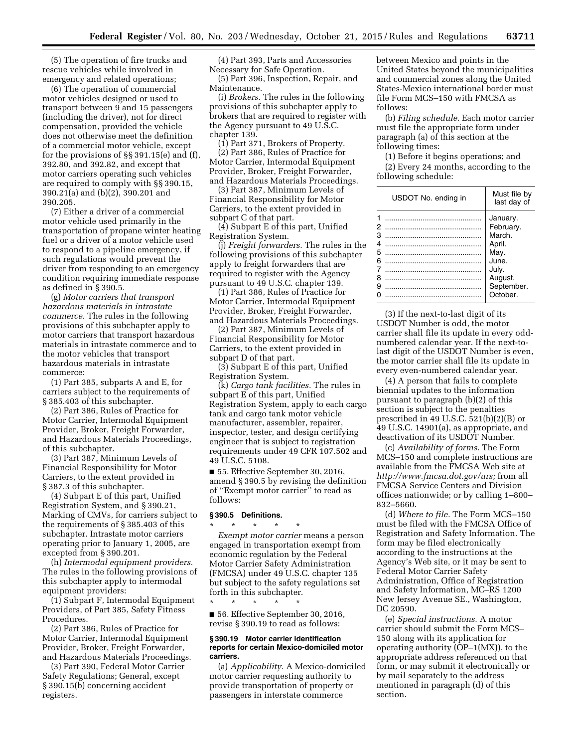(5) The operation of fire trucks and rescue vehicles while involved in emergency and related operations;

(6) The operation of commercial motor vehicles designed or used to transport between 9 and 15 passengers (including the driver), not for direct compensation, provided the vehicle does not otherwise meet the definition of a commercial motor vehicle, except for the provisions of §§ 391.15(e) and (f), 392.80, and 392.82, and except that motor carriers operating such vehicles are required to comply with §§ 390.15, 390.21(a) and (b)(2), 390.201 and 390.205.

(7) Either a driver of a commercial motor vehicle used primarily in the transportation of propane winter heating fuel or a driver of a motor vehicle used to respond to a pipeline emergency, if such regulations would prevent the driver from responding to an emergency condition requiring immediate response as defined in § 390.5.

(g) *Motor carriers that transport hazardous materials in intrastate commerce.* The rules in the following provisions of this subchapter apply to motor carriers that transport hazardous materials in intrastate commerce and to the motor vehicles that transport hazardous materials in intrastate commerce:

(1) Part 385, subparts A and E, for carriers subject to the requirements of § 385.403 of this subchapter.

(2) Part 386, Rules of Practice for Motor Carrier, Intermodal Equipment Provider, Broker, Freight Forwarder, and Hazardous Materials Proceedings, of this subchapter.

(3) Part 387, Minimum Levels of Financial Responsibility for Motor Carriers, to the extent provided in § 387.3 of this subchapter.

(4) Subpart E of this part, Unified Registration System, and § 390.21, Marking of CMVs, for carriers subject to the requirements of § 385.403 of this subchapter. Intrastate motor carriers operating prior to January 1, 2005, are excepted from § 390.201.

(h) *Intermodal equipment providers.* The rules in the following provisions of this subchapter apply to intermodal equipment providers:

(1) Subpart F, Intermodal Equipment Providers, of Part 385, Safety Fitness Procedures.

(2) Part 386, Rules of Practice for Motor Carrier, Intermodal Equipment Provider, Broker, Freight Forwarder, and Hazardous Materials Proceedings.

(3) Part 390, Federal Motor Carrier Safety Regulations; General, except § 390.15(b) concerning accident registers.

(4) Part 393, Parts and Accessories Necessary for Safe Operation.

(5) Part 396, Inspection, Repair, and Maintenance.

(i) *Brokers.* The rules in the following provisions of this subchapter apply to brokers that are required to register with the Agency pursuant to 49 U.S.C. chapter 139.

(1) Part 371, Brokers of Property.

(2) Part 386, Rules of Practice for Motor Carrier, Intermodal Equipment Provider, Broker, Freight Forwarder, and Hazardous Materials Proceedings.

(3) Part 387, Minimum Levels of Financial Responsibility for Motor Carriers, to the extent provided in subpart C of that part.

(4) Subpart E of this part, Unified Registration System.

(j) *Freight forwarders.* The rules in the following provisions of this subchapter apply to freight forwarders that are required to register with the Agency pursuant to 49 U.S.C. chapter 139.

(1) Part 386, Rules of Practice for Motor Carrier, Intermodal Equipment Provider, Broker, Freight Forwarder, and Hazardous Materials Proceedings.

(2) Part 387, Minimum Levels of Financial Responsibility for Motor Carriers, to the extent provided in subpart D of that part.

(3) Subpart E of this part, Unified Registration System.

(k) *Cargo tank facilities.* The rules in subpart E of this part, Unified Registration System, apply to each cargo tank and cargo tank motor vehicle manufacturer, assembler, repairer, inspector, tester, and design certifying engineer that is subject to registration requirements under 49 CFR 107.502 and 49 U.S.C. 5108.

■ 55. Effective September 30, 2016, amend § 390.5 by revising the definition of ''Exempt motor carrier'' to read as follows:

**§ 390.5 Definitions.**

\* \* \* \* \*

*Exempt motor carrier* means a person engaged in transportation exempt from economic regulation by the Federal Motor Carrier Safety Administration (FMCSA) under 49 U.S.C. chapter 135 but subject to the safety regulations set forth in this subchapter.

\* \* \* \* \*

■ 56. Effective September 30, 2016, revise § 390.19 to read as follows:

**§ 390.19 Motor carrier identification reports for certain Mexico-domiciled motor carriers.**

(a) *Applicability.* A Mexico-domiciled motor carrier requesting authority to provide transportation of property or passengers in interstate commerce between Mexico and points in the United States beyond the municipalities and commercial zones along the United States-Mexico international border must file Form MCS–150 with FMCSA as follows:

(b) *Filing schedule.* Each motor carrier must file the appropriate form under paragraph (a) of this section at the following times:

(1) Before it begins operations; and

(2) Every 24 months, according to the following schedule:

| USDOT No. ending in | Must file by last day of |
|---|---|
| 1 | January. |
| 2 | February. |
| 3 | March. |
| 4 | April. |
| 5 | May. |
| 6 | June. |
| 7 | July. |
| 8 | August. |
| 9 | September. |
| 0 | October. |

(3) If the next-to-last digit of its USDOT Number is odd, the motor carrier shall file its update in every odd-numbered calendar year. If the next-to-last digit of the USDOT Number is even, the motor carrier shall file its update in every even-numbered calendar year.

(4) A person that fails to complete biennial updates to the information pursuant to paragraph (b)(2) of this section is subject to the penalties prescribed in 49 U.S.C. 521(b)(2)(B) or 49 U.S.C. 14901(a), as appropriate, and deactivation of its USDOT Number.

(c) *Availability of forms.* The Form MCS–150 and complete instructions are available from the FMCSA Web site at *http://www.fmcsa.dot.gov/urs;* from all FMCSA Service Centers and Division offices nationwide; or by calling 1–800–832–5660.

(d) *Where to file.* The Form MCS–150 must be filed with the FMCSA Office of Registration and Safety Information. The form may be filed electronically according to the instructions at the Agency's Web site, or it may be sent to Federal Motor Carrier Safety Administration, Office of Registration and Safety Information, MC–RS 1200 New Jersey Avenue SE., Washington, DC 20590.

(e) *Special instructions.* A motor carrier should submit the Form MCS–150 along with its application for operating authority (OP–1(MX)), to the appropriate address referenced on that form, or may submit it electronically or by mail separately to the address mentioned in paragraph (d) of this section.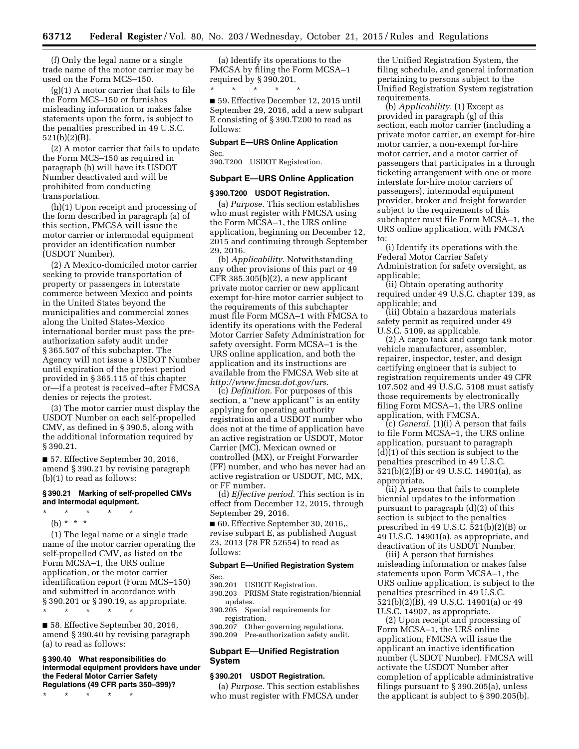(f) Only the legal name or a single trade name of the motor carrier may be used on the Form MCS–150.

(g)(1) A motor carrier that fails to file the Form MCS–150 or furnishes misleading information or makes false statements upon the form, is subject to the penalties prescribed in 49 U.S.C. 521(b)(2)(B).

(2) A motor carrier that fails to update the Form MCS–150 as required in paragraph (b) will have its USDOT Number deactivated and will be prohibited from conducting transportation.

(h)(1) Upon receipt and processing of the form described in paragraph (a) of this section, FMCSA will issue the motor carrier or intermodal equipment provider an identification number (USDOT Number).

(2) A Mexico-domiciled motor carrier seeking to provide transportation of property or passengers in interstate commerce between Mexico and points in the United States beyond the municipalities and commercial zones along the United States-Mexico international border must pass the pre-authorization safety audit under § 365.507 of this subchapter. The Agency will not issue a USDOT Number until expiration of the protest period provided in § 365.115 of this chapter or—if a protest is received–after FMCSA denies or rejects the protest.

(3) The motor carrier must display the USDOT Number on each self-propelled CMV, as defined in § 390.5, along with the additional information required by § 390.21.

■ 57. Effective September 30, 2016, amend § 390.21 by revising paragraph (b)(1) to read as follows:

#### § 390.21 Marking of self-propelled CMVs and intermodal equipment.

\* \* \* \* \*

(b) \* \* \*

(1) The legal name or a single trade name of the motor carrier operating the self-propelled CMV, as listed on the Form MCSA–1, the URS online application, or the motor carrier identification report (Form MCS–150) and submitted in accordance with § 390.201 or § 390.19, as appropriate.

\* \* \* \* \*

■ 58. Effective September 30, 2016, amend § 390.40 by revising paragraph (a) to read as follows:

#### § 390.40 What responsibilities do intermodal equipment providers have under the Federal Motor Carrier Safety Regulations (49 CFR parts 350–399)?

\* \* \* \* \*

(a) Identify its operations to the FMCSA by filing the Form MCSA–1 required by § 390.201.

\* \* \* \* \*

■ 59. Effective December 12, 2015 until September 29, 2016, add a new subpart E consisting of § 390.T200 to read as follows:

**Subpart E—URS Online Application**

Sec.
390.T200 USDOT Registration.

### Subpart E—URS Online Application

#### § 390.T200 USDOT Registration.

(a) *Purpose.* This section establishes who must register with FMCSA using the Form MCSA–1, the URS online application, beginning on December 12, 2015 and continuing through September 29, 2016.

(b) *Applicability.* Notwithstanding any other provisions of this part or 49 CFR 385.305(b)(2), a new applicant private motor carrier or new applicant exempt for-hire motor carrier subject to the requirements of this subchapter must file Form MCSA–1 with FMCSA to identify its operations with the Federal Motor Carrier Safety Administration for safety oversight. Form MCSA–1 is the URS online application, and both the application and its instructions are available from the FMCSA Web site at *http://www.fmcsa.dot.gov/urs.*

(c) *Definition.* For purposes of this section, a ''new applicant'' is an entity applying for operating authority registration and a USDOT number who does not at the time of application have an active registration or USDOT, Motor Carrier (MC), Mexican owned or controlled (MX), or Freight Forwarder (FF) number, and who has never had an active registration or USDOT, MC, MX, or FF number.

(d) *Effective period.* This section is in effect from December 12, 2015, through September 29, 2016.

■ 60. Effective September 30, 2016,, revise subpart E, as published August 23, 2013 (78 FR 52654) to read as follows:

**Subpart E—Unified Registration System**

Sec.
390.201 USDOT Registration.
390.203 PRISM State registration/biennial updates.
390.205 Special requirements for registration.
390.207 Other governing regulations.
390.209 Pre-authorization safety audit.

### Subpart E—Unified Registration System

#### § 390.201 USDOT Registration.

(a) *Purpose.* This section establishes who must register with FMCSA under the Unified Registration System, the filing schedule, and general information pertaining to persons subject to the Unified Registration System registration requirements.

(b) *Applicability.* (1) Except as provided in paragraph (g) of this section, each motor carrier (including a private motor carrier, an exempt for-hire motor carrier, a non-exempt for-hire motor carrier, and a motor carrier of passengers that participates in a through ticketing arrangement with one or more interstate for-hire motor carriers of passengers), intermodal equipment provider, broker and freight forwarder subject to the requirements of this subchapter must file Form MCSA–1, the URS online application, with FMCSA to:

(i) Identify its operations with the Federal Motor Carrier Safety Administration for safety oversight, as applicable;

(ii) Obtain operating authority required under 49 U.S.C. chapter 139, as applicable; and

(iii) Obtain a hazardous materials safety permit as required under 49 U.S.C. 5109, as applicable.

(2) A cargo tank and cargo tank motor vehicle manufacturer, assembler, repairer, inspector, tester, and design certifying engineer that is subject to registration requirements under 49 CFR 107.502 and 49 U.S.C. 5108 must satisfy those requirements by electronically filing Form MCSA–1, the URS online application, with FMCSA.

(c) *General.* (1)(i) A person that fails to file Form MCSA–1, the URS online application, pursuant to paragraph (d)(1) of this section is subject to the penalties prescribed in 49 U.S.C. 521(b)(2)(B) or 49 U.S.C. 14901(a), as appropriate.

(ii) A person that fails to complete biennial updates to the information pursuant to paragraph (d)(2) of this section is subject to the penalties prescribed in 49 U.S.C. 521(b)(2)(B) or 49 U.S.C. 14901(a), as appropriate, and deactivation of its USDOT Number.

(iii) A person that furnishes misleading information or makes false statements upon Form MCSA–1, the URS online application, is subject to the penalties prescribed in 49 U.S.C. 521(b)(2)(B), 49 U.S.C. 14901(a) or 49 U.S.C. 14907, as appropriate.

(2) Upon receipt and processing of Form MCSA–1, the URS online application, FMCSA will issue the applicant an inactive identification number (USDOT Number). FMCSA will activate the USDOT Number after completion of applicable administrative filings pursuant to § 390.205(a), unless the applicant is subject to § 390.205(b).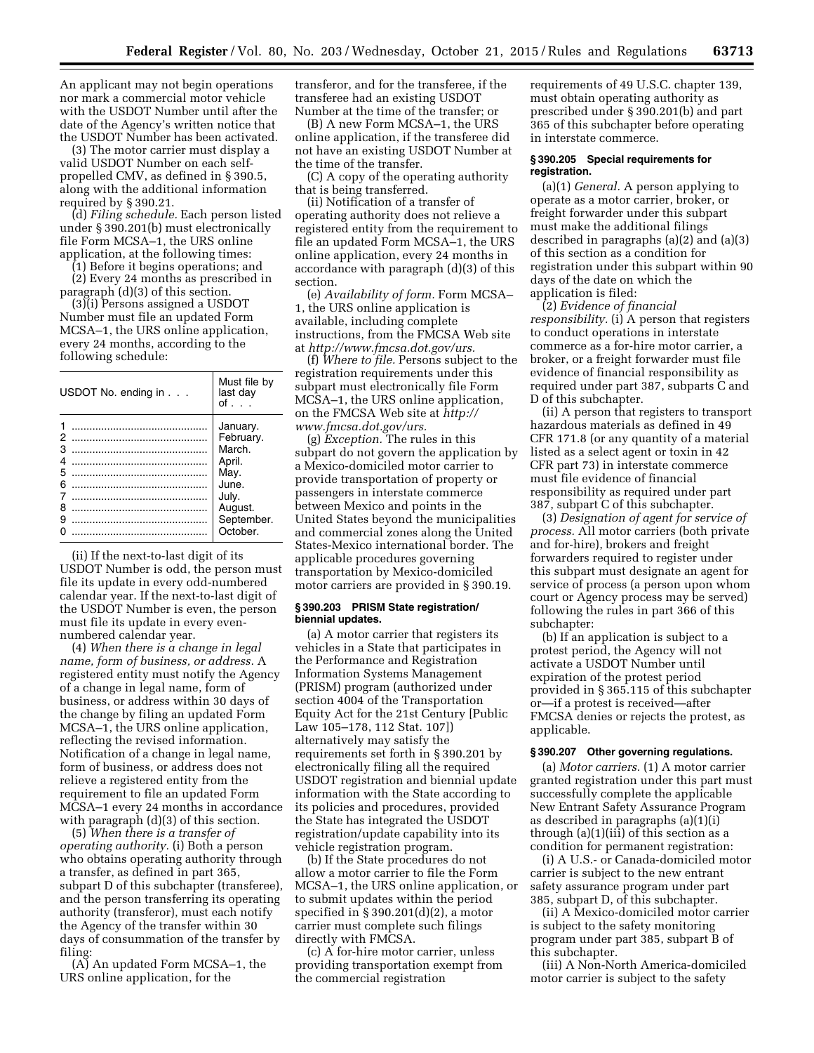An applicant may not begin operations nor mark a commercial motor vehicle with the USDOT Number until after the date of the Agency's written notice that the USDOT Number has been activated.

(3) The motor carrier must display a valid USDOT Number on each self-propelled CMV, as defined in § 390.5, along with the additional information required by § 390.21.

(d) *Filing schedule.* Each person listed under § 390.201(b) must electronically file Form MCSA–1, the URS online application, at the following times:

(1) Before it begins operations; and

(2) Every 24 months as prescribed in paragraph (d)(3) of this section.

(3)(i) Persons assigned a USDOT Number must file an updated Form MCSA–1, the URS online application, every 24 months, according to the following schedule:

| USDOT No. ending in . . . | Must file by last day of . . . |
|---|---|
| 1 | January. |
| 2 | February. |
| 3 | March. |
| 4 | April. |
| 5 | May. |
| 6 | June. |
| 7 | July. |
| 8 | August. |
| 9 | September. |
| 0 | October. |

(ii) If the next-to-last digit of its USDOT Number is odd, the person must file its update in every odd-numbered calendar year. If the next-to-last digit of the USDOT Number is even, the person must file its update in every even-numbered calendar year.

(4) *When there is a change in legal name, form of business, or address.* A registered entity must notify the Agency of a change in legal name, form of business, or address within 30 days of the change by filing an updated Form MCSA–1, the URS online application, reflecting the revised information. Notification of a change in legal name, form of business, or address does not relieve a registered entity from the requirement to file an updated Form MCSA–1 every 24 months in accordance with paragraph (d)(3) of this section.

(5) *When there is a transfer of operating authority.* (i) Both a person who obtains operating authority through a transfer, as defined in part 365, subpart D of this subchapter (transferee), and the person transferring its operating authority (transferor), must each notify the Agency of the transfer within 30 days of consummation of the transfer by filing:

(A) An updated Form MCSA–1, the URS online application, for the transferor, and for the transferee, if the transferee had an existing USDOT Number at the time of the transfer; or

(B) A new Form MCSA–1, the URS online application, if the transferee did not have an existing USDOT Number at the time of the transfer.

(C) A copy of the operating authority that is being transferred.

(ii) Notification of a transfer of operating authority does not relieve a registered entity from the requirement to file an updated Form MCSA–1, the URS online application, every 24 months in accordance with paragraph (d)(3) of this section.

(e) *Availability of form.* Form MCSA–1, the URS online application is available, including complete instructions, from the FMCSA Web site at *http://www.fmcsa.dot.gov/urs.*

(f) *Where to file.* Persons subject to the registration requirements under this subpart must electronically file Form MCSA–1, the URS online application, on the FMCSA Web site at *http://www.fmcsa.dot.gov/urs.*

(g) *Exception.* The rules in this subpart do not govern the application by a Mexico-domiciled motor carrier to provide transportation of property or passengers in interstate commerce between Mexico and points in the United States beyond the municipalities and commercial zones along the United States-Mexico international border. The applicable procedures governing transportation by Mexico-domiciled motor carriers are provided in § 390.19.

### § 390.203 PRISM State registration/biennial updates.

(a) A motor carrier that registers its vehicles in a State that participates in the Performance and Registration Information Systems Management (PRISM) program (authorized under section 4004 of the Transportation Equity Act for the 21st Century [Public Law 105–178, 112 Stat. 107]) alternatively may satisfy the requirements set forth in § 390.201 by electronically filing all the required USDOT registration and biennial update information with the State according to its policies and procedures, provided the State has integrated the USDOT registration/update capability into its vehicle registration program.

(b) If the State procedures do not allow a motor carrier to file the Form MCSA–1, the URS online application, or to submit updates within the period specified in § 390.201(d)(2), a motor carrier must complete such filings directly with FMCSA.

(c) A for-hire motor carrier, unless providing transportation exempt from the commercial registration requirements of 49 U.S.C. chapter 139, must obtain operating authority as prescribed under § 390.201(b) and part 365 of this subchapter before operating in interstate commerce.

### § 390.205 Special requirements for registration.

(a)(1) *General.* A person applying to operate as a motor carrier, broker, or freight forwarder under this subpart must make the additional filings described in paragraphs (a)(2) and (a)(3) of this section as a condition for registration under this subpart within 90 days of the date on which the application is filed:

(2) *Evidence of financial responsibility.* (i) A person that registers to conduct operations in interstate commerce as a for-hire motor carrier, a broker, or a freight forwarder must file evidence of financial responsibility as required under part 387, subparts C and D of this subchapter.

(ii) A person that registers to transport hazardous materials as defined in 49 CFR 171.8 (or any quantity of a material listed as a select agent or toxin in 42 CFR part 73) in interstate commerce must file evidence of financial responsibility as required under part 387, subpart C of this subchapter.

(3) *Designation of agent for service of process.* All motor carriers (both private and for-hire), brokers and freight forwarders required to register under this subpart must designate an agent for service of process (a person upon whom court or Agency process may be served) following the rules in part 366 of this subchapter:

(b) If an application is subject to a protest period, the Agency will not activate a USDOT Number until expiration of the protest period provided in § 365.115 of this subchapter or—if a protest is received—after FMCSA denies or rejects the protest, as applicable.

### § 390.207 Other governing regulations.

(a) *Motor carriers.* (1) A motor carrier granted registration under this part must successfully complete the applicable New Entrant Safety Assurance Program as described in paragraphs (a)(1)(i) through (a)(1)(iii) of this section as a condition for permanent registration:

(i) A U.S.- or Canada-domiciled motor carrier is subject to the new entrant safety assurance program under part 385, subpart D, of this subchapter.

(ii) A Mexico-domiciled motor carrier is subject to the safety monitoring program under part 385, subpart B of this subchapter.

(iii) A Non-North America-domiciled motor carrier is subject to the safety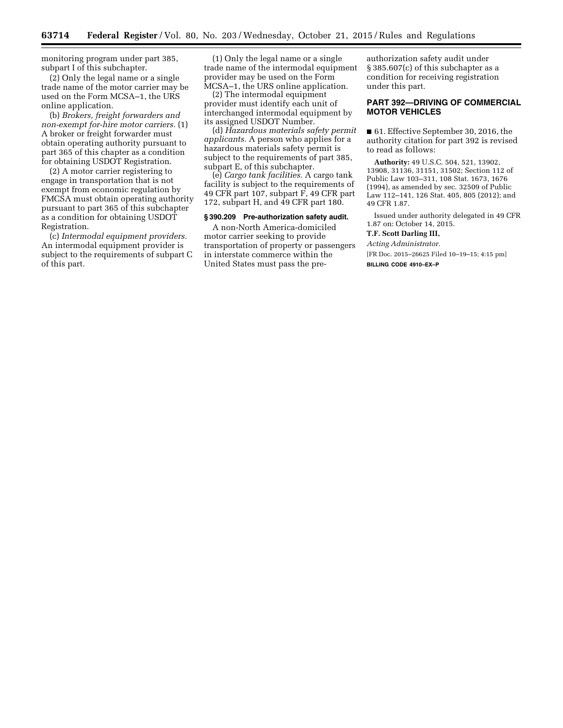monitoring program under part 385, subpart I of this subchapter.

(2) Only the legal name or a single trade name of the motor carrier may be used on the Form MCSA–1, the URS online application.

(b) *Brokers, freight forwarders and non-exempt for-hire motor carriers.* (1) A broker or freight forwarder must obtain operating authority pursuant to part 365 of this chapter as a condition for obtaining USDOT Registration.

(2) A motor carrier registering to engage in transportation that is not exempt from economic regulation by FMCSA must obtain operating authority pursuant to part 365 of this subchapter as a condition for obtaining USDOT Registration.

(c) *Intermodal equipment providers.* An intermodal equipment provider is subject to the requirements of subpart C of this part.

(1) Only the legal name or a single trade name of the intermodal equipment provider may be used on the Form MCSA–1, the URS online application.

(2) The intermodal equipment provider must identify each unit of interchanged intermodal equipment by its assigned USDOT Number.

(d) *Hazardous materials safety permit applicants.* A person who applies for a hazardous materials safety permit is subject to the requirements of part 385, subpart E, of this subchapter.

(e) *Cargo tank facilities.* A cargo tank facility is subject to the requirements of 49 CFR part 107, subpart F, 49 CFR part 172, subpart H, and 49 CFR part 180.

### § 390.209 Pre-authorization safety audit.

A non-North America-domiciled motor carrier seeking to provide transportation of property or passengers in interstate commerce within the United States must pass the pre-authorization safety audit under § 385.607(c) of this subchapter as a condition for receiving registration under this part.

## PART 392—DRIVING OF COMMERCIAL MOTOR VEHICLES

■ 61. Effective September 30, 2016, the authority citation for part 392 is revised to read as follows:

**Authority:** 49 U.S.C. 504, 521, 13902, 13908, 31136, 31151, 31502; Section 112 of Public Law 103–311, 108 Stat. 1673, 1676 (1994), as amended by sec. 32509 of Public Law 112–141, 126 Stat. 405, 805 (2012); and 49 CFR 1.87.

Issued under authority delegated in 49 CFR 1.87 on: October 14, 2015.

**T.F. Scott Darling III,**

*Acting Administrator.*

[FR Doc. 2015–26625 Filed 10–19–15; 4:15 pm]

**BILLING CODE 4910–EX–P**